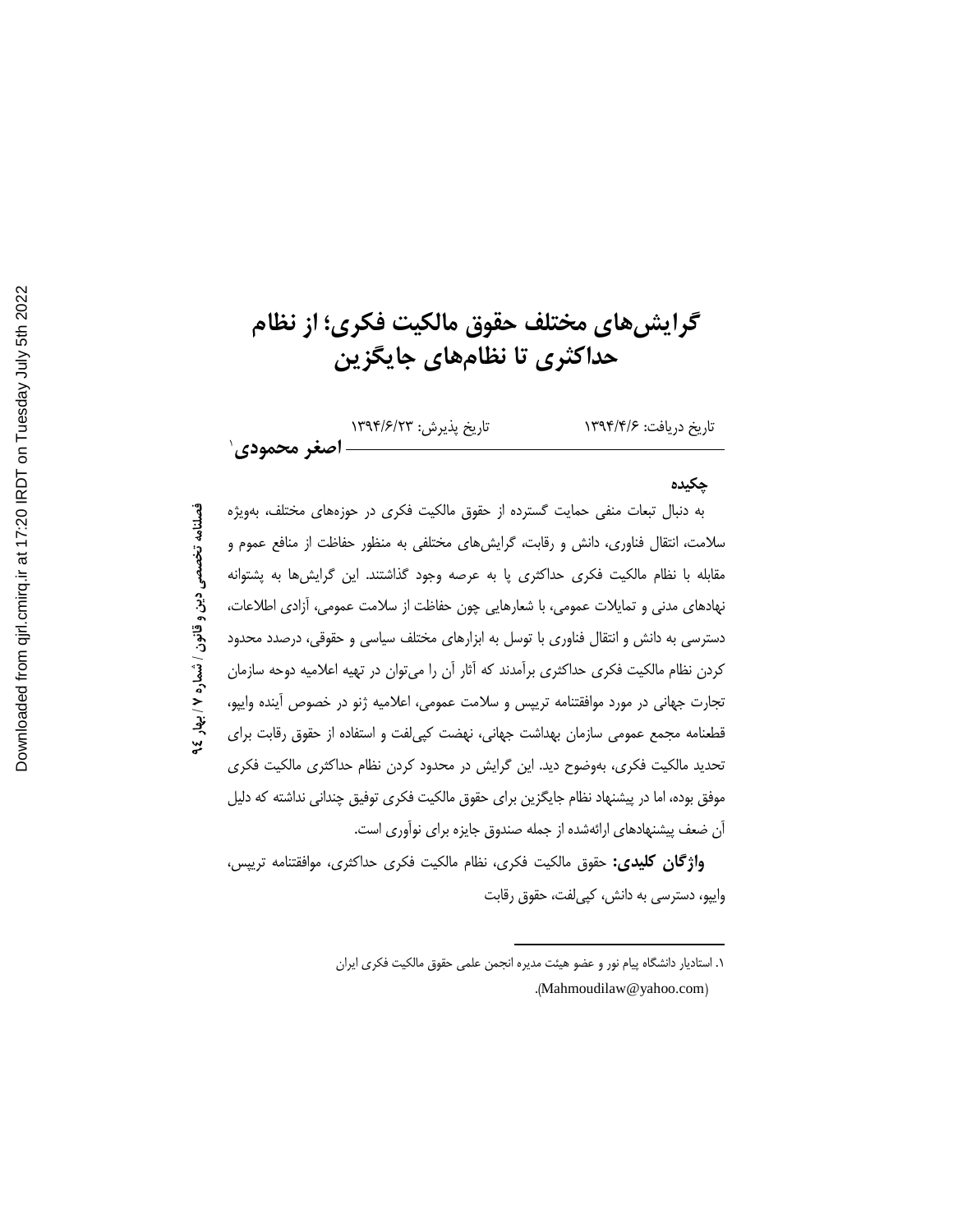# گرایش‌های مختلف حقوق مالکیت فکری؛ از نظام حداکثری تا نظام‌های جایگزین

تاریخ دریافت: ۱۳۹۴/۴/۶ تاریخ پذیرش: ۱۳۹۴/۶/۲۳

**اصغر محمودی**[۱]

## چکیده

به دنبال تبعات منفی حمایت گسترده از حقوق مالکیت فکری در حوزه‌های مختلف، به‌ویژه سلامت، انتقال فناوری، دانش و رقابت، گرایش‌های مختلفی به منظور حفاظت از منافع عموم و مقابله با نظام مالکیت فکری حداکثری پا به عرصه وجود گذاشتند. این گرایش‌ها به پشتوانه نهادهای مدنی و تمایلات عمومی، با شعارهایی چون حفاظت از سلامت عمومی، آزادی اطلاعات، دسترسی به دانش و انتقال فناوری با توسل به ابزارهای مختلف سیاسی و حقوقی، درصدد محدود کردن نظام مالکیت فکری حداکثری برآمدند که آثار آن را می‌توان در تهیه اعلامیه دوحه سازمان تجارت جهانی در مورد موافقتنامه تریپس و سلامت عمومی، اعلامیه ژنو در خصوص آینده وایپو، قطعنامه مجمع عمومی سازمان بهداشت جهانی، نهضت کپی‌لفت و استفاده از حقوق رقابت برای تحدید مالکیت فکری، به‌وضوح دید. این گرایش در محدود کردن نظام حداکثری مالکیت فکری موفق بوده، اما در پیشنهاد نظام جایگزین برای حقوق مالکیت فکری توفیق چندانی نداشته که دلیل آن ضعف پیشنهادهای ارائه‌شده از جمله صندوق جایزه برای نوآوری است.

**واژگان کلیدی:** حقوق مالکیت فکری، نظام مالکیت فکری حداکثری، موافقتنامه تریپس، وایپو، دسترسی به دانش، کپی‌لفت، حقوق رقابت

---

۱. استادیار دانشگاه پیام نور و عضو هیئت مدیره انجمن علمی حقوق مالکیت فکری ایران (Mahmoudilaw@yahoo.com).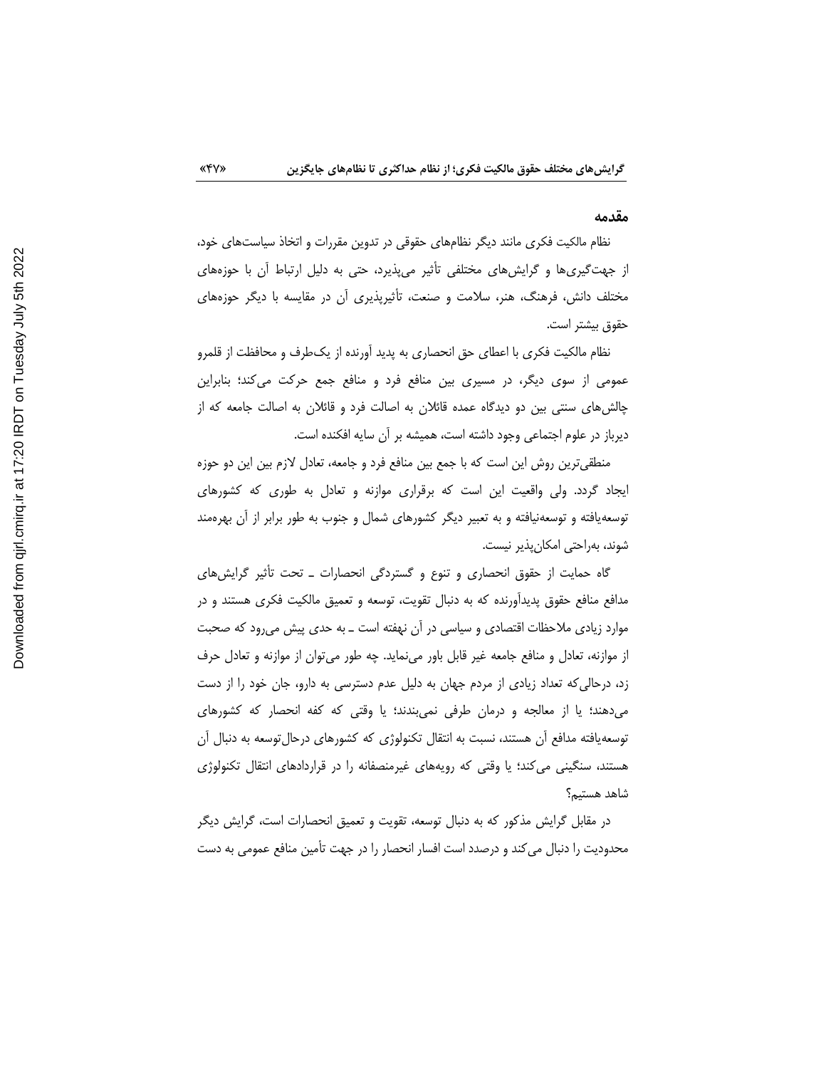## مقدمه

نظام مالکیت فکری مانند دیگر نظام‌های حقوقی در تدوین مقررات و اتخاذ سیاست‌های خود، از جهت‌گیری‌ها و گرایش‌های مختلفی تأثیر می‌پذیرد، حتی به دلیل ارتباط آن با حوزه‌های مختلف دانش، فرهنگ، هنر، سلامت و صنعت، تأثیرپذیری آن در مقایسه با دیگر حوزه‌های حقوق بیشتر است.

نظام مالکیت فکری با اعطای حق انحصاری به پدید آورنده از یک‌طرف و محافظت از قلمرو عمومی از سوی دیگر، در مسیری بین منافع فرد و منافع جمع حرکت می‌کند؛ بنابراین چالش‌های سنتی بین دو دیدگاه عمده قائلان به اصالت فرد و قائلان به اصالت جامعه که از دیرباز در علوم اجتماعی وجود داشته است، همیشه بر آن سایه افکنده است.

منطقی‌ترین روش این است که با جمع بین منافع فرد و جامعه، تعادل لازم بین این دو حوزه ایجاد گردد. ولی واقعیت این است که برقراری موازنه و تعادل به طوری که کشورهای توسعه‌یافته و توسعه‌نیافته و به تعبیر دیگر کشورهای شمال و جنوب به طور برابر از آن بهره‌مند شوند، به‌راحتی امکان‌پذیر نیست.

گاه حمایت از حقوق انحصاری و تنوع و گستردگی انحصارات ـ تحت تأثیر گرایش‌های مدافع منافع حقوق پدیدآورنده که به دنبال تقویت، توسعه و تعمیق مالکیت فکری هستند و در موارد زیادی ملاحظات اقتصادی و سیاسی در آن نهفته است ـ به حدی پیش می‌رود که صحبت از موازنه، تعادل و منافع جامعه غیر قابل باور می‌نماید. چه طور می‌توان از موازنه و تعادل حرف زد، درحالی‌که تعداد زیادی از مردم جهان به دلیل عدم دسترسی به دارو، جان خود را از دست می‌دهند؛ یا از معالجه و درمان طرفی نمی‌بندند؛ یا وقتی که کفه انحصار که کشورهای توسعه‌یافته مدافع آن هستند، نسبت به انتقال تکنولوژی که کشورهای درحال‌توسعه به دنبال آن هستند، سنگینی می‌کند؛ یا وقتی که رویه‌های غیرمنصفانه را در قراردادهای انتقال تکنولوژی شاهد هستیم؟

در مقابل گرایش مذکور که به دنبال توسعه، تقویت و تعمیق انحصارات است، گرایش دیگر محدودیت را دنبال می‌کند و درصدد است افسار انحصار را در جهت تأمین منافع عمومی به دست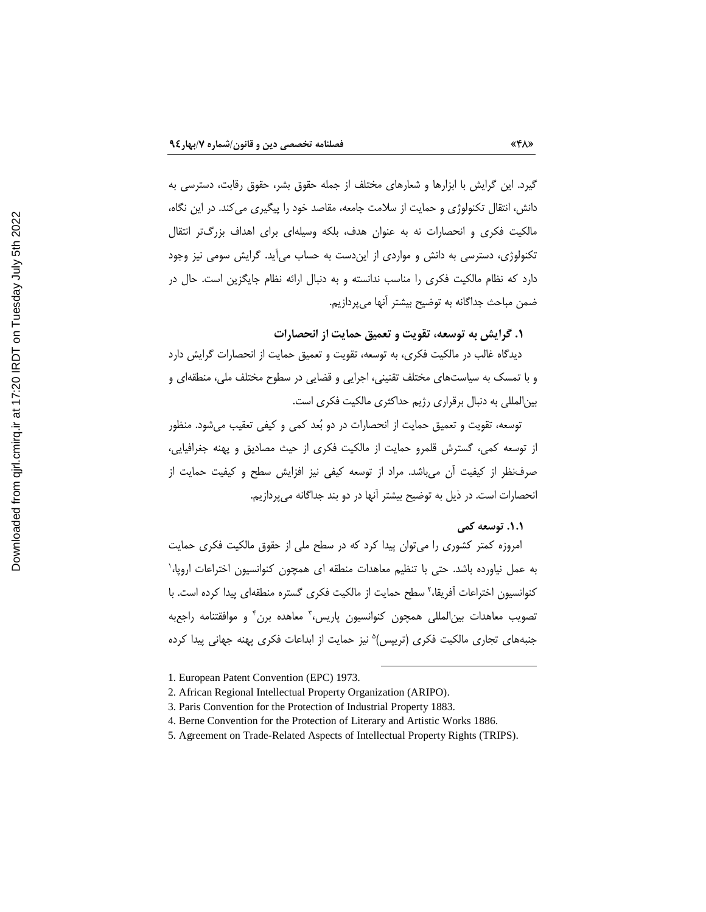گیرد. این گرایش با ابزارها و شعارهای مختلف از جمله حقوق بشر، حقوق رقابت، دسترسی به دانش، انتقال تکنولوژی و حمایت از سلامت جامعه، مقاصد خود را پیگیری می کند. در این نگاه، مالکیت فکری و انحصارات نه به عنوان هدف، بلکه وسیله‌ای برای اهداف بزرگ‌تر انتقال تکنولوژی، دسترسی به دانش و مواردی از این‌دست به حساب می‌آید. گرایش سومی نیز وجود دارد که نظام مالکیت فکری را مناسب ندانسته و به دنبال ارائه نظام جایگزین است. حال در ضمن مباحث جداگانه به توضیح بیشتر آنها می‌پردازیم.

### ۱. گرایش به توسعه، تقویت و تعمیق حمایت از انحصارات

دیدگاه غالب در مالکیت فکری، به توسعه، تقویت و تعمیق حمایت از انحصارات گرایش دارد و با تمسک به سیاست‌های مختلف تقنینی، اجرایی و قضایی در سطوح مختلف ملی، منطقه‌ای و بین‌المللی به دنبال برقراری رژیم حداکثری مالکیت فکری است.

توسعه، تقویت و تعمیق حمایت از انحصارات در دو بُعد کمی و کیفی تعقیب می‌شود. منظور از توسعه کمی، گسترش قلمرو حمایت از مالکیت فکری از حیث مصادیق و پهنه جغرافیایی، صرف‌نظر از کیفیت آن می‌باشد. مراد از توسعه کیفی نیز افزایش سطح و کیفیت حمایت از انحصارات است. در ذیل به توضیح بیشتر آنها در دو بند جداگانه می‌پردازیم.

#### ۱.۱. توسعه کمی

امروزه کمتر کشوری را می‌توان پیدا کرد که در سطح ملی از حقوق مالکیت فکری حمایت به عمل نیاورده باشد. حتی با تنظیم معاهدات منطقه ای همچون کنوانسیون اختراعات اروپا،[1] کنوانسیون اختراعات آفریقا،[2] سطح حمایت از مالکیت فکری گستره منطقه‌ای پیدا کرده است. با تصویب معاهدات بین‌المللی همچون کنوانسیون پاریس،[3] معاهده برن[4] و موافقتنامه راجع‌به جنبه‌های تجاری مالکیت فکری (تریپس)[5] نیز حمایت از ابداعات فکری پهنه جهانی پیدا کرده

---

1. European Patent Convention (EPC) 1973.
2. African Regional Intellectual Property Organization (ARIPO).
3. Paris Convention for the Protection of Industrial Property 1883.
4. Berne Convention for the Protection of Literary and Artistic Works 1886.
5. Agreement on Trade-Related Aspects of Intellectual Property Rights (TRIPS).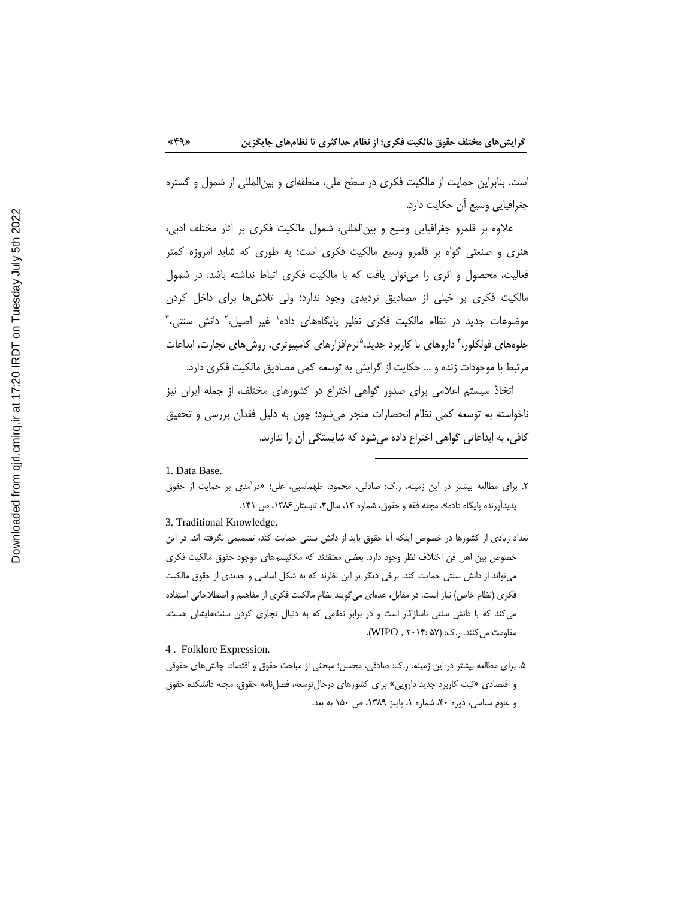است. بنابراین حمایت از مالکیت فکری در سطح ملی، منطقه‌ای و بین‌المللی از شمول و گستره جغرافیایی وسیع آن حکایت دارد.

علاوه بر قلمرو جغرافیایی وسیع و بین‌المللی، شمول مالکیت فکری بر آثار مختلف ادبی، هنری و صنعتی گواه بر قلمرو وسیع مالکیت فکری است؛ به طوری که شاید امروزه کمتر فعالیت، محصول و اثری را می‌توان یافت که با مالکیت فکری اتباط نداشته باشد. در شمول مالکیت فکری بر خیلی از مصادیق تردیدی وجود ندارد؛ ولی تلاش‌ها برای داخل کردن موضوعات جدید در نظام مالکیت فکری نظیر پایگاه‌های داده[1] غیر اصیل،[2] دانش سنتی،[3] جلوه‌های فولکلور،[4] داروهای با کاربرد جدید،[5] نرم‌افزارهای کامپیوتری، روش‌های تجارت، ابداعات مرتبط با موجودات زنده و ... حکایت از گرایش به توسعه کمی مصادیق مالکیت فکری دارد.

اتخاذ سیستم اعلامی برای صدور گواهی اختراع در کشورهای مختلف، از جمله ایران نیز ناخواسته به توسعه کمی نظام انحصارات منجر می‌شود؛ چون به دلیل فقدان بررسی و تحقیق کافی، به ابداعاتی گواهی اختراع داده می‌شود که شایستگی آن را ندارند.

---

1. Data Base.

۲. برای مطالعه بیشتر در این زمینه، ر.ک: صادقی، محمود، طهماسبی، علی؛ «درآمدی بر حمایت از حقوق پدیدآورنده پایگاه داده»، مجله فقه و حقوق، شماره ۱۳، سال۴، تابستان۱۳۸۶، ص ۱۴۱.

3. Traditional Knowledge.

تعداد زیادی از کشورها در خصوص اینکه آیا حقوق باید از دانش سنتی حمایت کند، تصمیمی نگرفته اند. در این خصوص بین اهل فن اختلاف نظر وجود دارد. بعضی معتقدند که مکانیسم‌های موجود حقوق مالکیت فکری می‌تواند از دانش سنتی حمایت کند. برخی دیگر بر این نظرند که به شکل اساسی و جدیدی از حقوق مالکیت فکری (نظام خاص) نیاز است. در مقابل، عده‌ای می‌گویند نظام مالکیت فکری از مفاهیم و اصطلاحاتی استفاده می‌کند که با دانش سنتی ناسازگار است و در برابر نظامی که به دنبال تجاری کردن سنت‌هایشان هست، مقاومت می‌کنند. ر.ک: (WIPO , ۲۰۱۴: ۵۷).

4 . Folklore Expression.

۵. برای مطالعه بیشتر در این زمینه، ر.ک: صادقی، محسن؛ مبحثی از مباحث حقوق و اقتصاد: چالش‌های حقوقی و اقتصادی «ثبت کاربرد جدید دارویی» برای کشورهای درحال‌توسعه، فصل‌نامه حقوق، مجله دانشکده حقوق و علوم سیاسی، دوره ۴۰، شماره ۱، پاییز ۱۳۸۹، ص ۱۵۰ به بعد.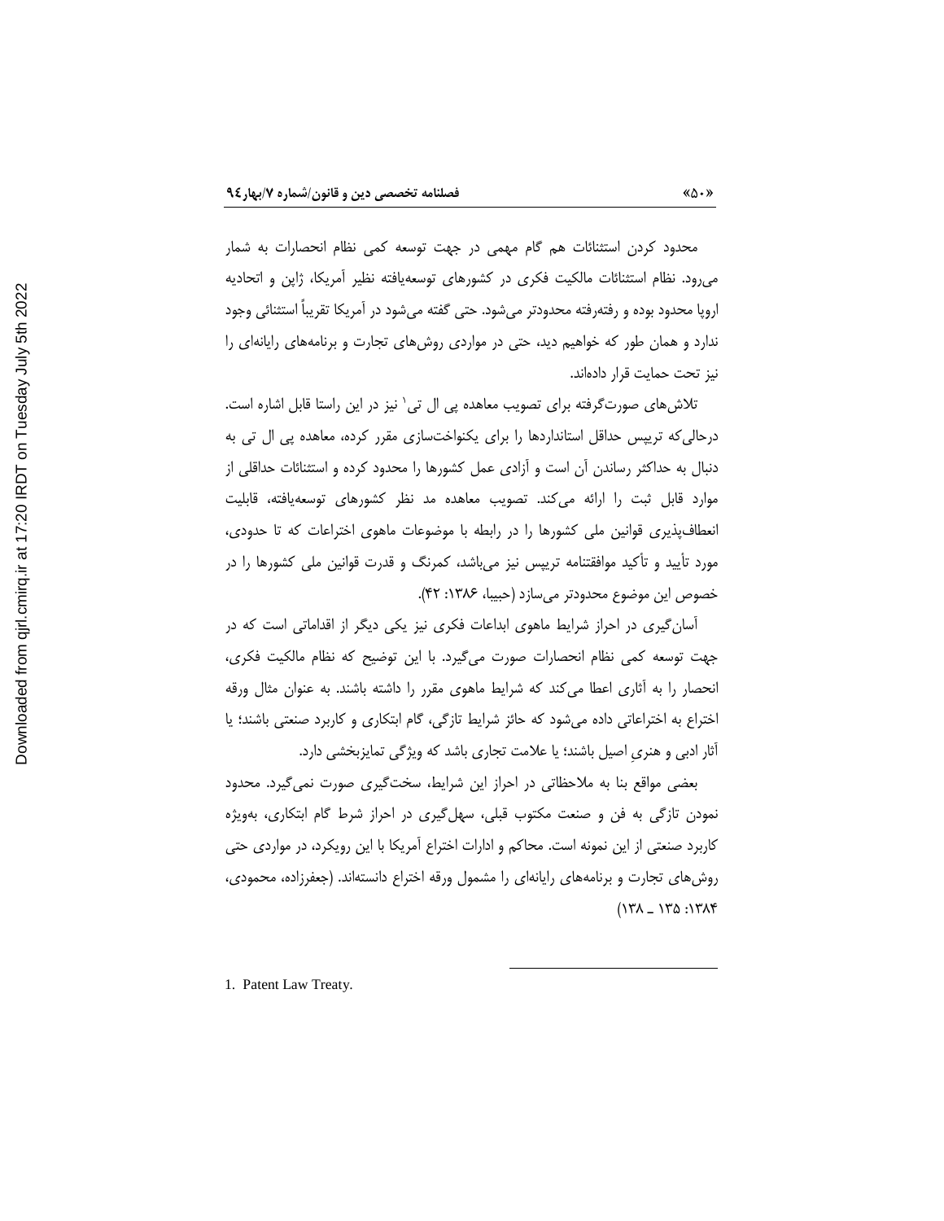محدود کردن استثنائات هم گام مهمی در جهت توسعه کمی نظام انحصارات به شمار می‌رود. نظام استثنائات مالکیت فکری در کشورهای توسعه‌یافته نظیر آمریکا، ژاپن و اتحادیه اروپا محدود بوده و رفته‌رفته محدودتر می‌شود. حتی گفته می‌شود در آمریکا تقریباً استثنائی وجود ندارد و همان طور که خواهیم دید، حتی در مواردی روش‌های تجارت و برنامه‌های رایانه‌ای را نیز تحت حمایت قرار داده‌اند.

تلاش‌های صورت‌گرفته برای تصویب معاهده پی ال تی[1] نیز در این راستا قابل اشاره است. درحالی‌که تریپس حداقل استانداردها را برای یکنواخت‌سازی مقرر کرده، معاهده پی ال تی به دنبال به حداکثر رساندن آن است و آزادی عمل کشورها را محدود کرده و استثنائات حداقلی از موارد قابل ثبت را ارائه می‌کند. تصویب معاهده مد نظر کشورهای توسعه‌یافته، قابلیت انعطاف‌پذیری قوانین ملی کشورها را در رابطه با موضوعات ماهوی اختراعات که تا حدودی، مورد تأیید و تأکید موافقتنامه تریپس نیز می‌باشد، کمرنگ و قدرت قوانین ملی کشورها را در خصوص این موضوع محدودتر می‌سازد (حبیبا، ۱۳۸۶: ۴۲).

آسان‌گیری در احراز شرایط ماهوی ابداعات فکری نیز یکی دیگر از اقداماتی است که در جهت توسعه کمی نظام انحصارات صورت می‌گیرد. با این توضیح که نظام مالکیت فکری، انحصار را به آثاری اعطا می‌کند که شرایط ماهوی مقرر را داشته باشند. به عنوان مثال ورقه اختراع به اختراعاتی داده می‌شود که حائز شرایط تازگی، گام ابتکاری و کاربرد صنعتی باشند؛ یا آثار ادبی و هنریِ اصیل باشند؛ یا علامت تجاری باشد که ویژگی تمایزبخشی دارد.

بعضی مواقع بنا به ملاحظاتی در احراز این شرایط، سخت‌گیری صورت نمی‌گیرد. محدود نمودن تازگی به فن و صنعت مکتوب قبلی، سهل‌گیری در احراز شرط گام ابتکاری، به‌ویژه کاربرد صنعتی از این نمونه است. محاکم و ادارات اختراع آمریکا با این رویکرد، در مواردی حتی روش‌های تجارت و برنامه‌های رایانه‌ای را مشمول ورقه اختراع دانسته‌اند. (جعفرزاده، محمودی، ۱۳۸۴: ۱۳۵ ـ ۱۳۸)

---

1. Patent Law Treaty.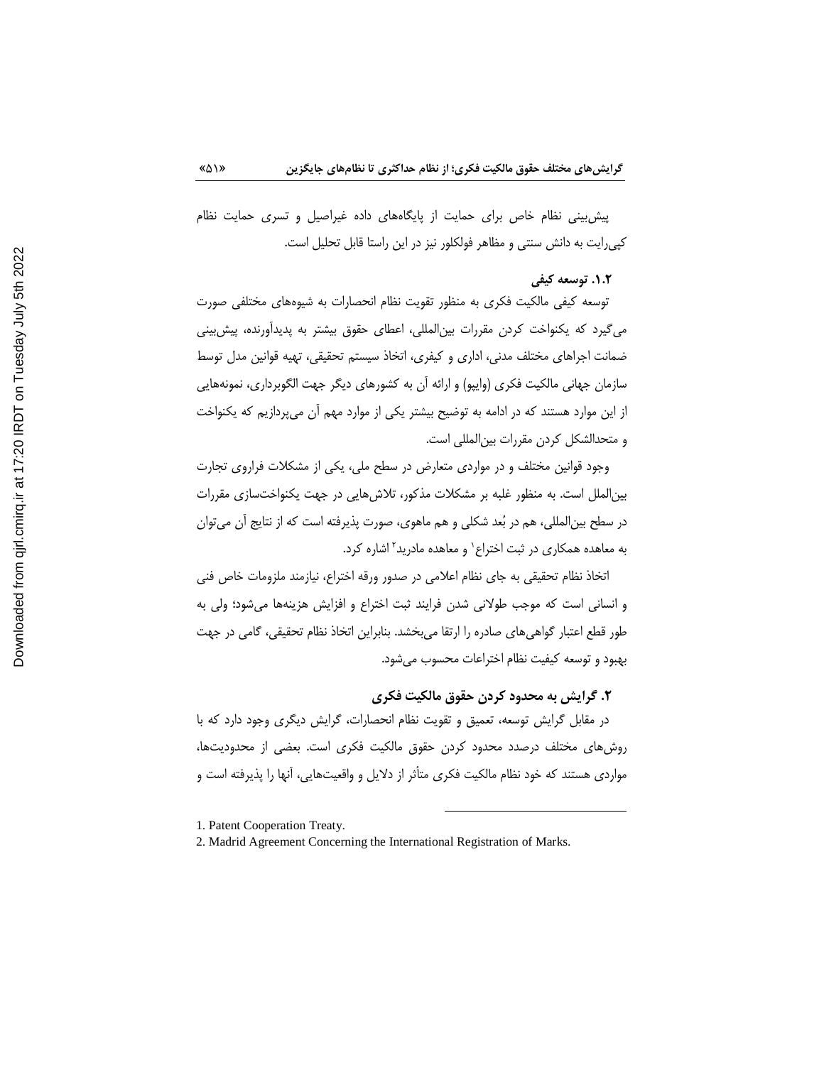پیش‌بینی نظام خاص برای حمایت از پایگاه‌های داده غیراصیل و تسری حمایت نظام کپی‌رایت به دانش سنتی و مظاهر فولکلور نیز در این راستا قابل تحلیل است.

### ۱.۲. توسعه کیفی

توسعه کیفی مالکیت فکری به منظور تقویت نظام انحصارات به شیوه‌های مختلفی صورت می‌گیرد که یکنواخت کردن مقررات بین‌المللی، اعطای حقوق بیشتر به پدیدآورنده، پیش‌بینی ضمانت اجراهای مختلف مدنی، اداری و کیفری، اتخاذ سیستم تحقیقی، تهیه قوانین مدل توسط سازمان جهانی مالکیت فکری (وایپو) و ارائه آن به کشورهای دیگر جهت الگوبرداری، نمونه‌هایی از این موارد هستند که در ادامه به توضیح بیشتر یکی از موارد مهم آن می‌پردازیم که یکنواخت و متحدالشکل کردن مقررات بین‌المللی است.

وجود قوانین مختلف و در مواردی متعارض در سطح ملی، یکی از مشکلات فراروی تجارت بین‌الملل است. به منظور غلبه بر مشکلات مذکور، تلاش‌هایی در جهت یکنواخت‌سازی مقررات در سطح بین‌المللی، هم در بُعد شکلی و هم ماهوی، صورت پذیرفته است که از نتایج آن می‌توان به معاهده همکاری در ثبت اختراع[1] و معاهده مادرید[2] اشاره کرد.

اتخاذ نظام تحقیقی به جای نظام اعلامی در صدور ورقه اختراع، نیازمند ملزومات خاص فنی و انسانی است که موجب طولانی شدن فرایند ثبت اختراع و افزایش هزینه‌ها می‌شود؛ ولی به طور قطع اعتبار گواهی‌های صادره را ارتقا می‌بخشد. بنابراین اتخاذ نظام تحقیقی، گامی در جهت بهبود و توسعه کیفیت نظام اختراعات محسوب می‌شود.

## ۲. گرایش به محدود کردن حقوق مالکیت فکری

در مقابل گرایش توسعه، تعمیق و تقویت نظام انحصارات، گرایش دیگری وجود دارد که با روش‌های مختلف درصدد محدود کردن حقوق مالکیت فکری است. بعضی از محدودیت‌ها، مواردی هستند که خود نظام مالکیت فکری متأثر از دلایل و واقعیت‌هایی، آنها را پذیرفته است و

---

1. Patent Cooperation Treaty.
2. Madrid Agreement Concerning the International Registration of Marks.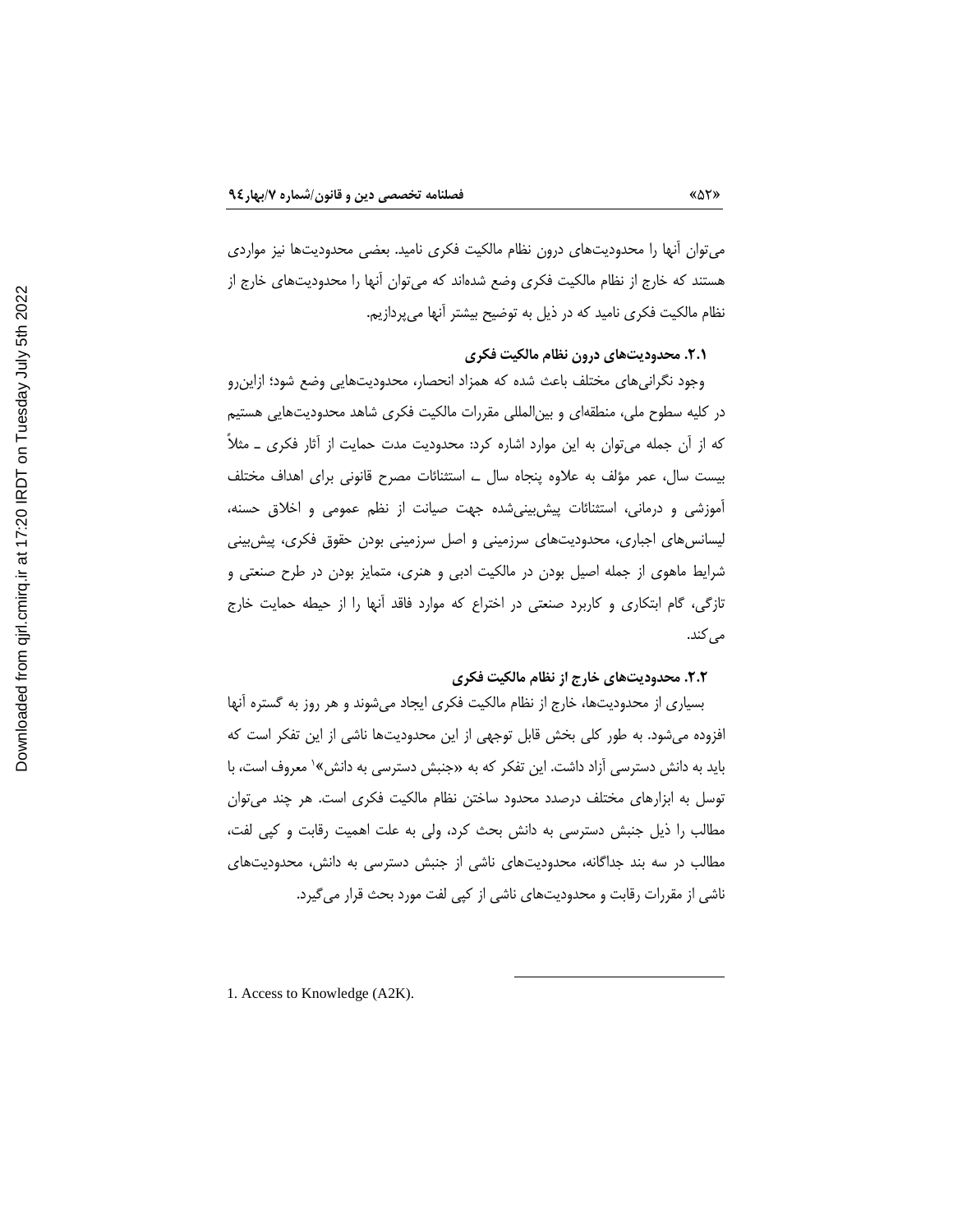می‌توان آنها را محدودیت‌های درون نظام مالکیت فکری نامید. بعضی محدودیت‌ها نیز مواردی هستند که خارج از نظام مالکیت فکری وضع شده‌اند که می‌توان آنها را محدودیت‌های خارج از نظام مالکیت فکری نامید که در ذیل به توضیح بیشتر آنها می‌پردازیم.

### ۲.۱. محدودیت‌های درون نظام مالکیت فکری

وجود نگرانی‌های مختلف باعث شده که همزاد انحصار، محدودیت‌هایی وضع شود؛ ازاین‌رو در کلیه سطوح ملی، منطقه‌ای و بین‌المللی مقررات مالکیت فکری شاهد محدودیت‌هایی هستیم که از آن جمله می‌توان به این موارد اشاره کرد: محدودیت مدت حمایت از آثار فکری ـ مثلاً بیست سال، عمر مؤلف به علاوه پنجاه سال ـ استثنائات مصرح قانونی برای اهداف مختلف آموزشی و درمانی، استثنائات پیش‌بینی‌شده جهت صیانت از نظم عمومی و اخلاق حسنه، لیسانس‌های اجباری، محدودیت‌های سرزمینی و اصل سرزمینی بودن حقوق فکری، پیش‌بینی شرایط ماهوی از جمله اصیل بودن در مالکیت ادبی و هنری، متمایز بودن در طرح صنعتی و تازگی، گام ابتکاری و کاربرد صنعتی در اختراع که موارد فاقد آنها را از حیطه حمایت خارج می‌کند.

### ۲.۲. محدودیت‌های خارج از نظام مالکیت فکری

بسیاری از محدودیت‌ها، خارج از نظام مالکیت فکری ایجاد می‌شوند و هر روز به گستره آنها افزوده می‌شود. به طور کلی بخش قابل توجهی از این محدودیت‌ها ناشی از این تفکر است که باید به دانش دسترسی آزاد داشت. این تفکر که به «جنبش دسترسی به دانش»[1] معروف است، با توسل به ابزارهای مختلف درصدد محدود ساختن نظام مالکیت فکری است. هر چند می‌توان مطالب را ذیل جنبش دسترسی به دانش بحث کرد، ولی به علت اهمیت رقابت و کپی لفت، مطالب در سه بند جداگانه، محدودیت‌های ناشی از جنبش دسترسی به دانش، محدودیت‌های ناشی از مقررات رقابت و محدودیت‌های ناشی از کپی لفت مورد بحث قرار می‌گیرد.

---

1. Access to Knowledge (A2K).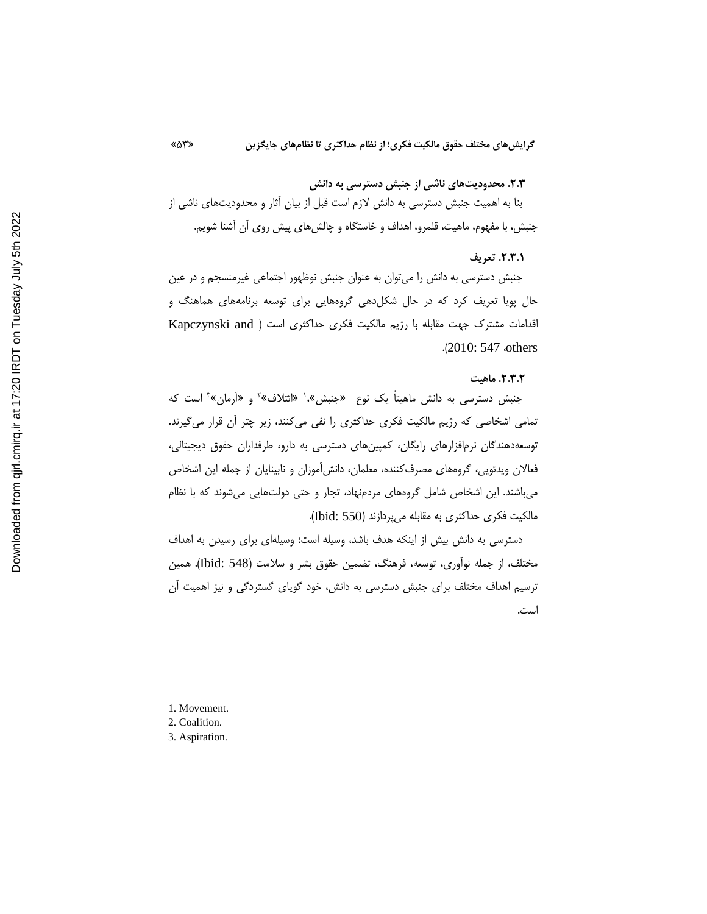### ۲.۳. محدودیت‌های ناشی از جنبش دسترسی به دانش

بنا به اهمیت جنبش دسترسی به دانش لازم است قبل از بیان آثار و محدودیت‌های ناشی از جنبش، با مفهوم، ماهیت، قلمرو، اهداف و خاستگاه و چالش‌های پیش روی آن آشنا شویم.

#### ۲.۳.۱. تعریف

جنبش دسترسی به دانش را می‌توان به عنوان جنبش نوظهور اجتماعی غیرمنسجم و در عین حال پویا تعریف کرد که در حال شکل‌دهی گروه‌هایی برای توسعه برنامه‌های هماهنگ و اقدامات مشترک جهت مقابله با رژیم مالکیت فکری حداکثری است (Kapczynski and others، 2010: 547).

#### ۲.۳.۲. ماهیت

جنبش دسترسی به دانش ماهیتاً یک نوع «جنبش»،[1] «ائتلاف»[2] و «آرمان»[3] است که تمامی اشخاصی که رژیم مالکیت فکری حداکثری را نفی می‌کنند، زیر چتر آن قرار می‌گیرند. توسعه‌دهندگان نرم‌افزارهای رایگان، کمپین‌های دسترسی به دارو، طرفداران حقوق دیجیتالی، فعالان ویدئویی، گروه‌های مصرف‌کننده، معلمان، دانش‌آموزان و نابینایان از جمله این اشخاص می‌باشند. این اشخاص شامل گروه‌های مردم‌نهاد، تجار و حتی دولت‌هایی می‌شوند که با نظام مالکیت فکری حداکثری به مقابله می‌پردازند (Ibid: 550).

دسترسی به دانش بیش از اینکه هدف باشد، وسیله است؛ وسیله‌ای برای رسیدن به اهداف مختلف، از جمله نوآوری، توسعه، فرهنگ، تضمین حقوق بشر و سلامت (Ibid: 548). همین ترسیم اهداف مختلف برای جنبش دسترسی به دانش، خود گویای گستردگی و نیز اهمیت آن است.

---

1. Movement.
2. Coalition.
3. Aspiration.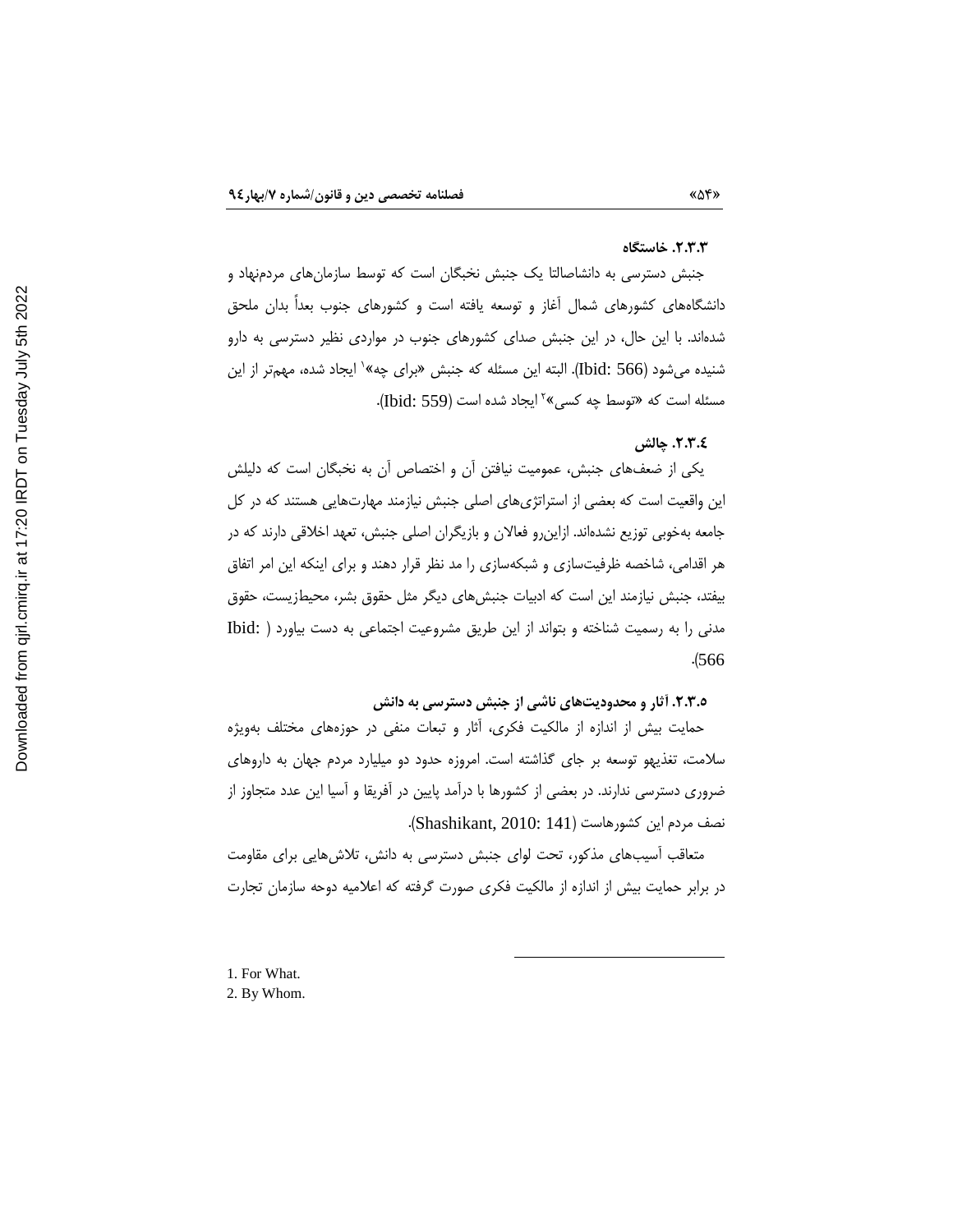### ۲.۳.۳. خاستگاه

جنبش دسترسی به دانشاصالتا یک جنبش نخبگان است که توسط سازمان‌های مردم‌نهاد و دانشگاه‌های کشورهای شمال آغاز و توسعه یافته است و کشورهای جنوب بعداً بدان ملحق شده‌اند. با این حال، در این جنبش صدای کشورهای جنوب در مواردی نظیر دسترسی به دارو شنیده می‌شود (Ibid: 566). البته این مسئله که جنبش «برای چه»[1] ایجاد شده، مهم‌تر از این مسئله است که «توسط چه کسی»[2] ایجاد شده است (Ibid: 559).

### ۲.۳.٤. چالش

یکی از ضعف‌های جنبش، عمومیت نیافتن آن و اختصاص آن به نخبگان است که دلیلش این واقعیت است که بعضی از استراتژی‌های اصلی جنبش نیازمند مهارت‌هایی هستند که در کل جامعه به‌خوبی توزیع نشده‌اند. ازاین‌رو فعالان و بازیگران اصلی جنبش، تعهد اخلاقی دارند که در هر اقدامی، شاخصه ظرفیت‌سازی و شبکه‌سازی را مد نظر قرار دهند و برای اینکه این امر اتفاق بیفتد، جنبش نیازمند این است که ادبیات جنبش‌های دیگر مثل حقوق بشر، محیط‌زیست، حقوق مدنی را به رسمیت شناخته و بتواند از این طریق مشروعیت اجتماعی به دست بیاورد (Ibid: 566).

### ۲.۳.۵. آثار و محدودیت‌های ناشی از جنبش دسترسی به دانش

حمایت بیش از اندازه از مالکیت فکری، آثار و تبعات منفی در حوزه‌های مختلف به‌ویژه سلامت، تغذیهو توسعه بر جای گذاشته است. امروزه حدود دو میلیارد مردم جهان به داروهای ضروری دسترسی ندارند. در بعضی از کشورها با درآمد پایین در آفریقا و آسیا این عدد متجاوز از نصف مردم این کشورهاست (Shashikant, 2010: 141).

متعاقب آسیب‌های مذکور، تحت لوای جنبش دسترسی به دانش، تلاش‌هایی برای مقاومت در برابر حمایت بیش از اندازه از مالکیت فکری صورت گرفته که اعلامیه دوحه سازمان تجارت

---

1. For What.
2. By Whom.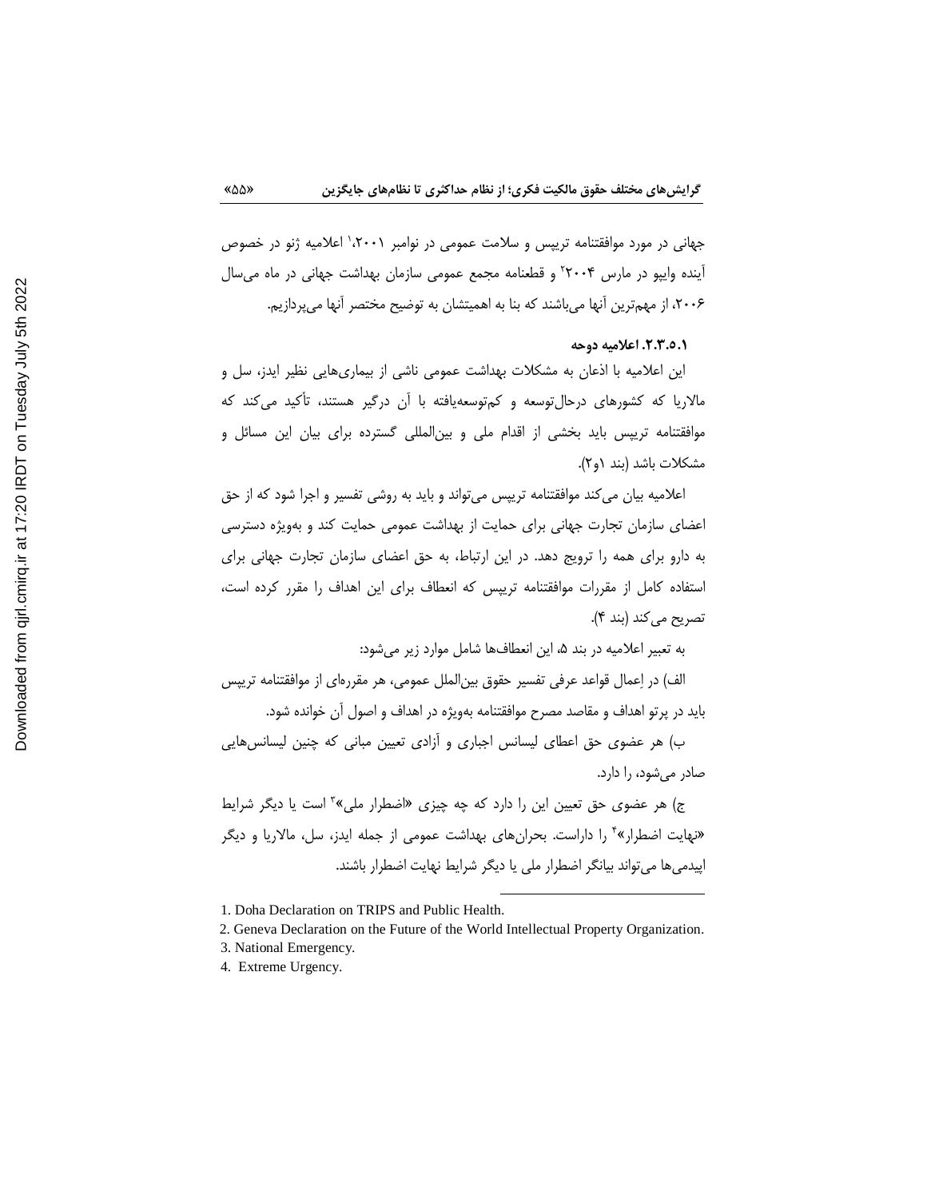جهانی در مورد موافقتنامه ترییس و سلامت عمومی در نوامبر ۲۰۰۱،[1] اعلامیه ژنو در خصوص آینده وایپو در مارس ۲۰۰۴[2] و قطعنامه مجمع عمومی سازمان بهداشت جهانی در ماه می‌سال ۲۰۰۶، از مهم‌ترین آنها می‌باشند که بنا به اهمیتشان به توضیح مختصر آنها می‌پردازیم.

**۲.۳.۵.۱. اعلامیه دوحه**

این اعلامیه با اذعان به مشکلات بهداشت عمومی ناشی از بیماری‌هایی نظیر ایدز، سل و مالاریا که کشورهای درحال‌توسعه و کم‌توسعه‌یافته با آن درگیر هستند، تأکید می‌کند که موافقتنامه ترییس باید بخشی از اقدام ملی و بین‌المللی گسترده برای بیان این مسائل و مشکلات باشد (بند ۱و۲).

اعلامیه بیان می‌کند موافقتنامه ترییس می‌تواند و باید به روشی تفسیر و اجرا شود که از حق اعضای سازمان تجارت جهانی برای حمایت از بهداشت عمومی حمایت کند و به‌ویژه دسترسی به دارو برای همه را ترویج دهد. در این ارتباط، به حق اعضای سازمان تجارت جهانی برای استفاده کامل از مقررات موافقتنامه ترییس که انعطاف برای این اهداف را مقرر کرده است، تصریح می‌کند (بند ۴).

به تعبیر اعلامیه در بند ۵، این انعطاف‌ها شامل موارد زیر می‌شود:

الف) در اِعمال قواعد عرفی تفسیر حقوق بین‌الملل عمومی، هر مقرره‌ای از موافقتنامه ترییس باید در پرتو اهداف و مقاصد مصرح موافقتنامه به‌ویژه در اهداف و اصول آن خوانده شود.

ب) هر عضوی حق اعطای لیسانس اجباری و آزادی تعیین مبانی که چنین لیسانس‌هایی صادر می‌شود، را دارد.

ج) هر عضوی حق تعیین این را دارد که چه چیزی «اضطرار ملی»[3] است یا دیگر شرایط «نهایت اضطرار»[4] را داراست. بحران‌های بهداشت عمومی از جمله ایدز، سل، مالاریا و دیگر اپیدمی‌ها می‌تواند بیانگر اضطرار ملی یا دیگر شرایط نهایت اضطرار باشند.

---

1. Doha Declaration on TRIPS and Public Health.
2. Geneva Declaration on the Future of the World Intellectual Property Organization.
3. National Emergency.
4. Extreme Urgency.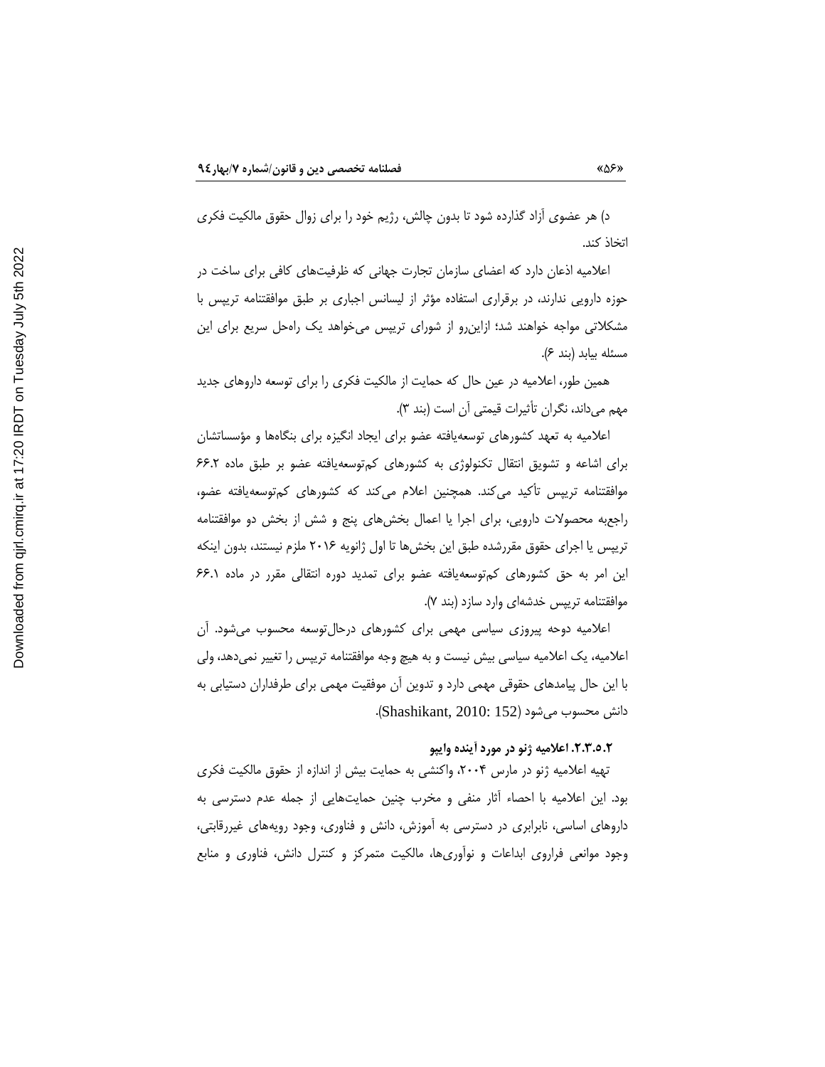د) هر عضوی آزاد گذارده شود تا بدون چالش، رژیم خود را برای زوال حقوق مالکیت فکری اتخاذ کند.

اعلامیه اذعان دارد که اعضای سازمان تجارت جهانی که ظرفیت‌های کافی برای ساخت در حوزه دارویی ندارند، در برقراری استفاده مؤثر از لیسانس اجباری بر طبق موافقتنامه تریپس با مشکلاتی مواجه خواهند شد؛ ازاین‌رو از شورای تریپس می‌خواهد یک راه‌حل سریع برای این مسئله بیابد (بند ۶).

همین طور، اعلامیه در عین حال که حمایت از مالکیت فکری را برای توسعه داروهای جدید مهم می‌داند، نگران تأثیرات قیمتی آن است (بند ۳).

اعلامیه به تعهد کشورهای توسعه‌یافته عضو برای ایجاد انگیزه برای بنگاه‌ها و مؤسساتشان برای اشاعه و تشویق انتقال تکنولوژی به کشورهای کم‌توسعه‌یافته عضو بر طبق ماده ۶۶.۲ موافقتنامه تریپس تأکید می‌کند. همچنین اعلام می‌کند که کشورهای کم‌توسعه‌یافته عضو، راجع‌به محصولات دارویی، برای اجرا یا اعمال بخش‌های پنج و شش از بخش دو موافقتنامه تریپس یا اجرای حقوق مقررشده طبق این بخش‌ها تا اول ژانویه ۲۰۱۶ ملزم نیستند، بدون اینکه این امر به حق کشورهای کم‌توسعه‌یافته عضو برای تمدید دوره انتقالی مقرر در ماده ۶۶.۱ موافقتنامه تریپس خدشه‌ای وارد سازد (بند ۷).

اعلامیه دوحه پیروزی سیاسی مهمی برای کشورهای درحال‌توسعه محسوب می‌شود. آن اعلامیه، یک اعلامیه سیاسی بیش نیست و به هیچ وجه موافقتنامه تریپس را تغییر نمی‌دهد، ولی با این حال پیامدهای حقوقی مهمی دارد و تدوین آن موفقیت مهمی برای طرفداران دستیابی به دانش محسوب می‌شود (Shashikant, 2010: 152).

#### ۲.۳.۵.۲. اعلامیه ژنو در مورد آینده وایپو

تهیه اعلامیه ژنو در مارس ۲۰۰۴، واکنشی به حمایت بیش از اندازه از حقوق مالکیت فکری بود. این اعلامیه با احصاء آثار منفی و مخرب چنین حمایت‌هایی از جمله عدم دسترسی به داروهای اساسی، نابرابری در دسترسی به آموزش، دانش و فناوری، وجود رویه‌های غیررقابتی، وجود موانعی فراروی ابداعات و نوآوری‌ها، مالکیت متمرکز و کنترل دانش، فناوری و منابع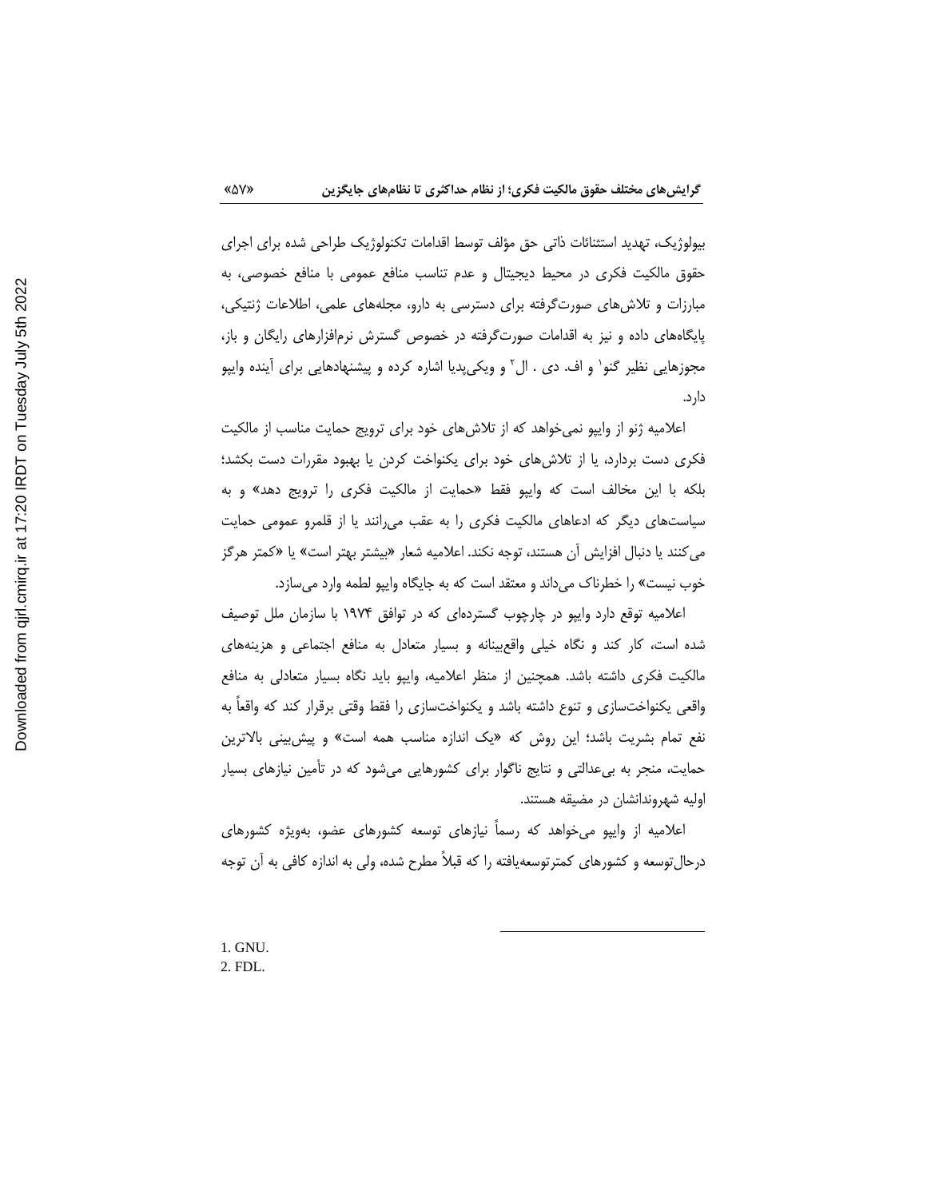بیولوژیک، تهدید استثنائات ذاتی حق مؤلف توسط اقدامات تکنولوژیک طراحی شده برای اجرای حقوق مالکیت فکری در محیط دیجیتال و عدم تناسب منافع عمومی با منافع خصوصی، به مبارزات و تلاش‌های صورت‌گرفته برای دسترسی به دارو، مجله‌های علمی، اطلاعات ژنتیکی، پایگاه‌های داده و نیز به اقدامات صورت‌گرفته در خصوص گسترش نرم‌افزارهای رایگان و باز، مجوزهایی نظیر گنو[1] و اف. دی . ال[2] و ویکی‌پدیا اشاره کرده و پیشنهادهایی برای آینده وایپو دارد.

اعلامیه ژنو از وایپو نمی‌خواهد که از تلاش‌های خود برای ترویج حمایت مناسب از مالکیت فکری دست بردارد، یا از تلاش‌های خود برای یکنواخت کردن یا بهبود مقررات دست بکشد؛ بلکه با این مخالف است که وایپو فقط «حمایت از مالکیت فکری را ترویج دهد» و به سیاست‌های دیگر که ادعاهای مالکیت فکری را به عقب می‌رانند یا از قلمرو عمومی حمایت می‌کنند یا دنبال افزایش آن هستند، توجه نکند. اعلامیه شعار «بیشتر بهتر است» یا «کمتر هرگز خوب نیست» را خطرناک می‌داند و معتقد است که به جایگاه وایپو لطمه وارد می‌سازد.

اعلامیه توقع دارد وایپو در چارچوب گسترده‌ای که در توافق ۱۹۷۴ با سازمان ملل توصیف شده است، کار کند و نگاه خیلی واقع‌بینانه و بسیار متعادل به منافع اجتماعی و هزینه‌های مالکیت فکری داشته باشد. همچنین از منظر اعلامیه، وایپو باید نگاه بسیار متعادلی به منافع واقعی یکنواخت‌سازی و تنوع داشته باشد و یکنواخت‌سازی را فقط وقتی برقرار کند که واقعاً به نفع تمام بشریت باشد؛ این روش که «یک اندازه مناسب همه است» و پیش‌بینی بالاترین حمایت، منجر به بی‌عدالتی و نتایج ناگوار برای کشورهایی می‌شود که در تأمین نیازهای بسیار اولیه شهروندانشان در مضیقه هستند.

اعلامیه از وایپو می‌خواهد که رسماً نیازهای توسعه کشورهای عضو، به‌ویژه کشورهای درحال‌توسعه و کشورهای کمترتوسعه‌یافته را که قبلاً مطرح شده، ولی به اندازه کافی به آن توجه

---

1. GNU.
2. FDL.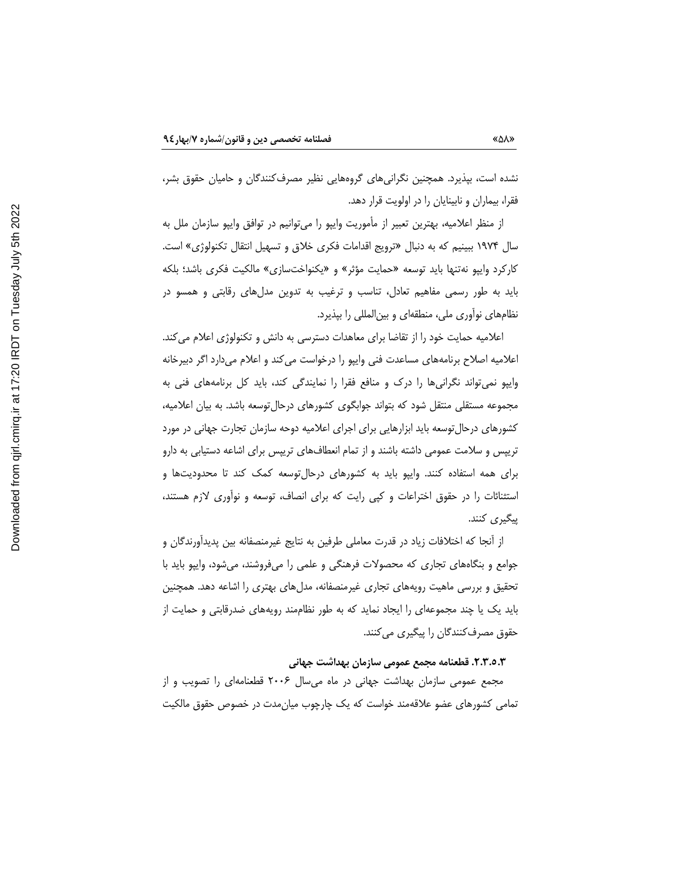نشده است، بپذیرد. همچنین نگرانی‌های گروه‌هایی نظیر مصرف‌کنندگان و حامیان حقوق بشر، فقرا، بیماران و نابینایان را در اولویت قرار دهد.

از منظر اعلامیه، بهترین تعبیر از مأموریت وایپو را می‌توانیم در توافق وایپو سازمان ملل به سال ۱۹۷۴ ببینیم که به دنبال «ترویج اقدامات فکری خلاق و تسهیل انتقال تکنولوژی» است. کارکرد وایپو نه‌تنها باید توسعه «حمایت مؤثر» و «یکنواخت‌سازی» مالکیت فکری باشد؛ بلکه باید به طور رسمی مفاهیم تعادل، تناسب و ترغیب به تدوین مدل‌های رقابتی و همسو در نظام‌های نوآوری ملی، منطقه‌ای و بین‌المللی را بپذیرد.

اعلامیه حمایت خود را از تقاضا برای معاهدات دسترسی به دانش و تکنولوژی اعلام می‌کند. اعلامیه اصلاح برنامه‌های مساعدت فنی وایپو را درخواست می‌کند و اعلام می‌دارد اگر دبیرخانه وایپو نمی‌تواند نگرانی‌ها را درک و منافع فقرا را نمایندگی کند، باید کل برنامه‌های فنی به مجموعه مستقلی منتقل شود که بتواند جوابگوی کشورهای درحال‌توسعه باشد. به بیان اعلامیه، کشورهای درحال‌توسعه باید ابزارهایی برای اجرای اعلامیه دوحه سازمان تجارت جهانی در مورد تریپس و سلامت عمومی داشته باشند و از تمام انعطاف‌های تریپس برای اشاعه دستیابی به دارو برای همه استفاده کنند. وایپو باید به کشورهای درحال‌توسعه کمک کند تا محدودیت‌ها و استثنائات را در حقوق اختراعات و کپی رایت که برای انصاف، توسعه و نوآوری لازم هستند، پیگیری کنند.

از آنجا که اختلافات زیاد در قدرت معاملی طرفین به نتایج غیرمنصفانه بین پدیدآورندگان و جوامع و بنگاه‌های تجاری که محصولات فرهنگی و علمی را می‌فروشند، می‌شود، وایپو باید با تحقیق و بررسی ماهیت رویه‌های تجاری غیرمنصفانه، مدل‌های بهتری را اشاعه دهد. همچنین باید یک یا چند مجموعه‌ای را ایجاد نماید که به طور نظام‌مند رویه‌های ضدرقابتی و حمایت از حقوق مصرف‌کنندگان را پیگیری می‌کنند.

#### ۲.۳.۵.۳. قطعنامه مجمع عمومی سازمان بهداشت جهانی

مجمع عمومی سازمان بهداشت جهانی در ماه می‌سال ۲۰۰۶ قطعنامه‌ای را تصویب و از تمامی کشورهای عضو علاقه‌مند خواست که یک چارچوب میان‌مدت در خصوص حقوق مالکیت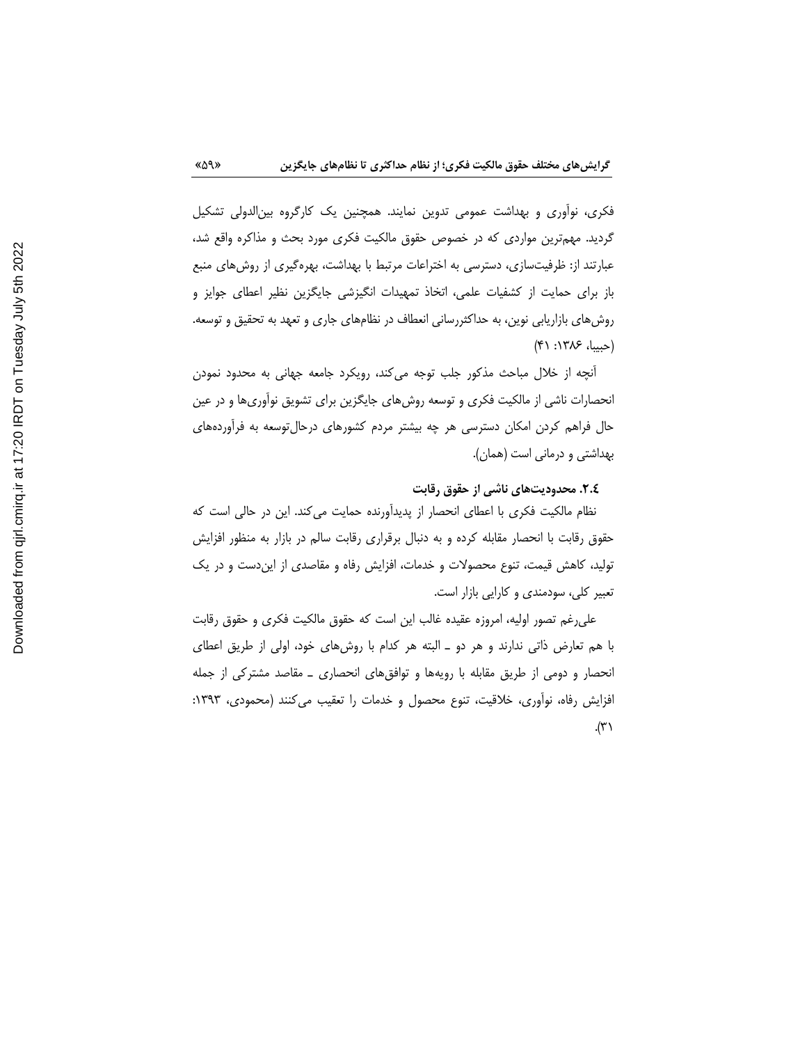فکری، نوآوری و بهداشت عمومی تدوین نمایند. همچنین یک کارگروه بین‌الدولی تشکیل گردید. مهم‌ترین مواردی که در خصوص حقوق مالکیت فکری مورد بحث و مذاکره واقع شد، عبارتند از: ظرفیت‌سازی، دسترسی به اختراعات مرتبط با بهداشت، بهره‌گیری از روش‌های منبع باز برای حمایت از کشفیات علمی، اتخاذ تمهیدات انگیزشی جایگزین نظیر اعطای جوایز و روش‌های بازاریابی نوین، به حداکثررسانی انعطاف در نظام‌های جاری و تعهد به تحقیق و توسعه. (حبیبا، ۱۳۸۶: ۴۱)

آنچه از خلال مباحث مذکور جلب توجه می‌کند، رویکرد جامعه جهانی به محدود نمودن انحصارات ناشی از مالکیت فکری و توسعه روش‌های جایگزین برای تشویق نوآوری‌ها و در عین حال فراهم کردن امکان دسترسی هر چه بیشتر مردم کشورهای درحال‌توسعه به فرآورده‌های بهداشتی و درمانی است (همان).

### ۲.٤. محدودیت‌های ناشی از حقوق رقابت

نظام مالکیت فکری با اعطای انحصار از پدیدآورنده حمایت می‌کند. این در حالی است که حقوق رقابت با انحصار مقابله کرده و به دنبال برقراری رقابت سالم در بازار به منظور افزایش تولید، کاهش قیمت، تنوع محصولات و خدمات، افزایش رفاه و مقاصدی از این‌دست و در یک تعبیر کلی، سودمندی و کارایی بازار است.

علی‌رغم تصور اولیه، امروزه عقیده غالب این است که حقوق مالکیت فکری و حقوق رقابت با هم تعارض ذاتی ندارند و هر دو ـ البته هر کدام با روش‌های خود، اولی از طریق اعطای انحصار و دومی از طریق مقابله با رویه‌ها و توافق‌های انحصاری ـ مقاصد مشترکی از جمله افزایش رفاه، نوآوری، خلاقیت، تنوع محصول و خدمات را تعقیب می‌کنند (محمودی، ۱۳۹۳: ۳۱).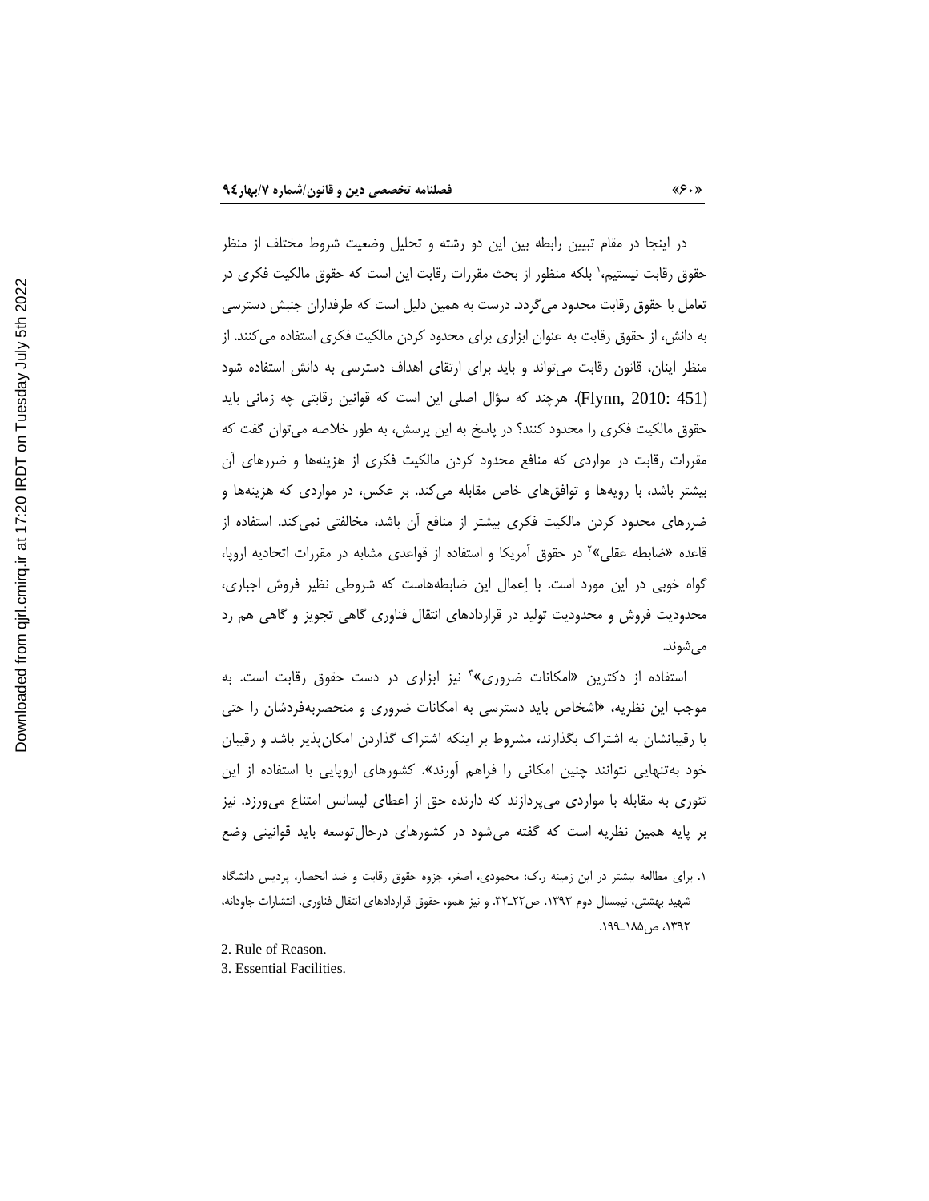در اینجا در مقام تبیین رابطه بین این دو رشته و تحلیل وضعیت شروط مختلف از منظر حقوق رقابت نیستیم،[1] بلکه منظور از بحث مقررات رقابت این است که حقوق مالکیت فکری در تعامل با حقوق رقابت محدود می‌گردد. درست به همین دلیل است که طرفداران جنبش دسترسی به دانش، از حقوق رقابت به عنوان ابزاری برای محدود کردن مالکیت فکری استفاده می‌کنند. از منظر اینان، قانون رقابت می‌تواند و باید برای ارتقای اهداف دسترسی به دانش استفاده شود (Flynn, 2010: 451). هرچند که سؤال اصلی این است که قوانین رقابتی چه زمانی باید حقوق مالکیت فکری را محدود کنند؟ در پاسخ به این پرسش، به طور خلاصه می‌توان گفت که مقررات رقابت در مواردی که منافع محدود کردن مالکیت فکری از هزینه‌ها و ضررهای آن بیشتر باشد، با رویه‌ها و توافق‌های خاص مقابله می‌کند. بر عکس، در مواردی که هزینه‌ها و ضررهای محدود کردن مالکیت فکری بیشتر از منافع آن باشد، مخالفتی نمی‌کند. استفاده از قاعده «ضابطه عقلی»[2] در حقوق آمریکا و استفاده از قواعدی مشابه در مقررات اتحادیه اروپا، گواه خوبی در این مورد است. با اِعمال این ضابطه‌هاست که شروطی نظیر فروش اجباری، محدودیت فروش و محدودیت تولید در قراردادهای انتقال فناوری گاهی تجویز و گاهی هم رد می‌شوند.

استفاده از دکترین «امکانات ضروری»[3] نیز ابزاری در دست حقوق رقابت است. به موجب این نظریه، «اشخاص باید دسترسی به امکانات ضروری و منحصربه‌فردشان را حتی با رقیبانشان به اشتراک بگذارند، مشروط بر اینکه اشتراک گذاردن امکان‌پذیر باشد و رقیبان خود به‌تنهایی نتوانند چنین امکانی را فراهم آورند». کشورهای اروپایی با استفاده از این تئوری به مقابله با مواردی می‌پردازند که دارنده حق از اعطای لیسانس امتناع می‌ورزد. نیز بر پایه همین نظریه است که گفته می‌شود در کشورهای درحال‌توسعه باید قوانینی وضع

---

۱. برای مطالعه بیشتر در این زمینه ر.ک: محمودی، اصغر، جزوه حقوق رقابت و ضد انحصار، پردیس دانشگاه شهید بهشتی، نیمسال دوم ۱۳۹۳، ص۲۲ـ۳۲. و نیز همو، حقوق قراردادهای انتقال فناوری، انتشارات جاودانه، ۱۳۹۲، ص۱۸۵ـ۱۹۹.

2. Rule of Reason.

3. Essential Facilities.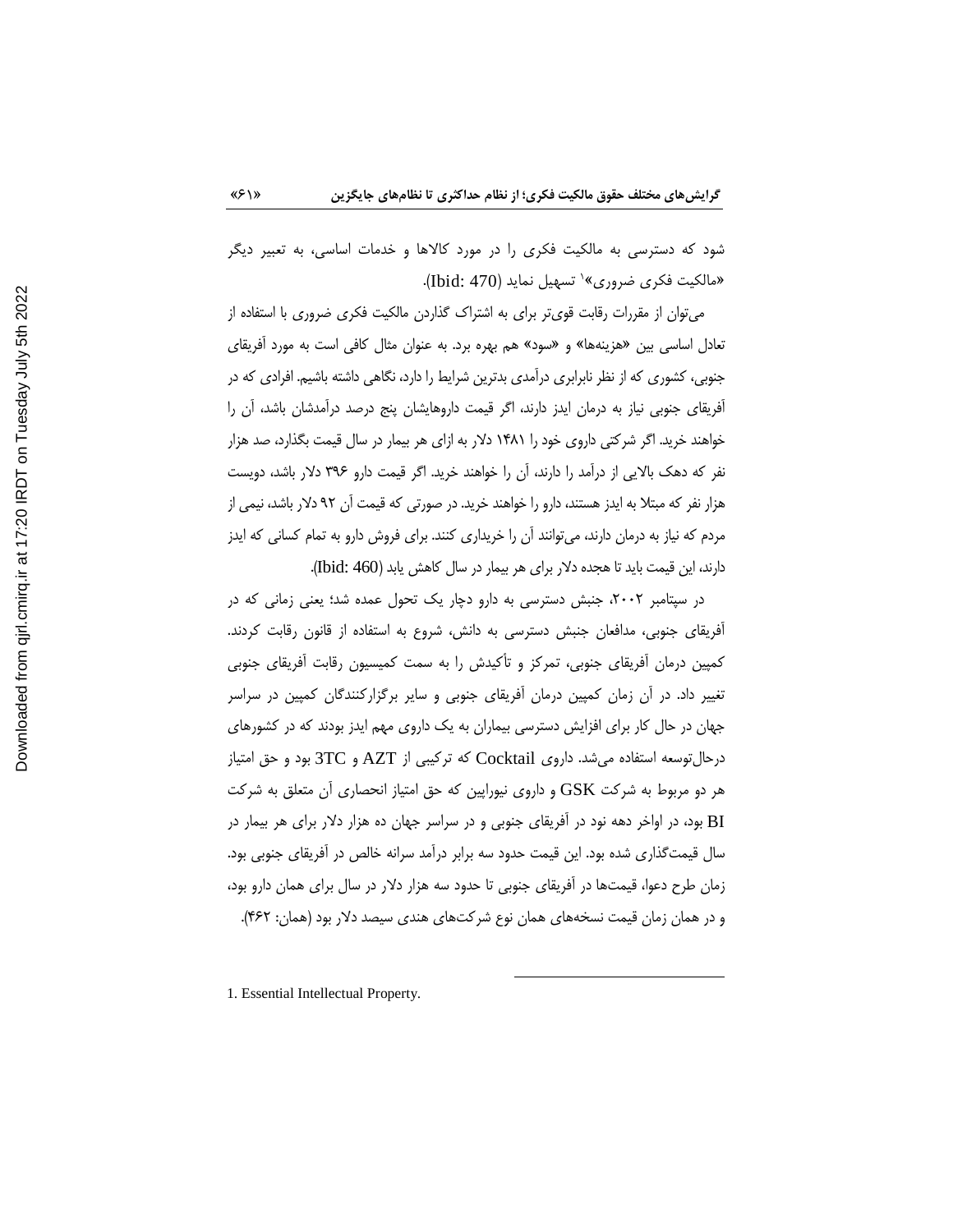شود که دسترسی به مالکیت فکری را در مورد کالاها و خدمات اساسی، به تعبیر دیگر «مالکیت فکری ضروری»[1] تسهیل نماید (Ibid: 470).

می‌توان از مقررات رقابت قوی‌تر برای به اشتراک گذاردن مالکیت فکری ضروری با استفاده از تعادل اساسی بین «هزینه‌ها» و «سود» هم بهره برد. به عنوان مثال کافی است به مورد آفریقای جنوبی، کشوری که از نظر نابرابری درآمدی بدترین شرایط را دارد، نگاهی داشته باشیم. افرادی که در آفریقای جنوبی نیاز به درمان ایدز دارند، اگر قیمت داروهایشان پنج درصد درآمدشان باشد، آن را خواهند خرید. اگر شرکتی داروی خود را ۱۴۸۱ دلار به ازای هر بیمار در سال قیمت بگذارد، صد هزار نفر که دهک بالایی از درآمد را دارند، آن را خواهند خرید. اگر قیمت دارو ۳۹۶ دلار باشد، دویست هزار نفر که مبتلا به ایدز هستند، دارو را خواهند خرید. در صورتی که قیمت آن ۹۲ دلار باشد، نیمی از مردم که نیاز به درمان دارند، می‌توانند آن را خریداری کنند. برای فروش دارو به تمام کسانی که ایدز دارند، این قیمت باید تا هجده دلار برای هر بیمار در سال کاهش یابد (Ibid: 460).

در سپتامبر ۲۰۰۲، جنبش دسترسی به دارو دچار یک تحول عمده شد؛ یعنی زمانی که در آفریقای جنوبی، مدافعان جنبش دسترسی به دانش، شروع به استفاده از قانون رقابت کردند. کمپین درمان آفریقای جنوبی، تمرکز و تأکیدش را به سمت کمیسیون رقابت آفریقای جنوبی تغییر داد. در آن زمان کمپین درمان آفریقای جنوبی و سایر برگزارکنندگان کمپین در سراسر جهان در حال کار برای افزایش دسترسی بیماران به یک داروی مهم ایدز بودند که در کشورهای درحال‌توسعه استفاده می‌شد. داروی Cocktail که ترکیبی از AZT و 3TC بود و حق امتیاز هر دو مربوط به شرکت GSK و داروی نیوراپین که حق امتیاز انحصاری آن متعلق به شرکت BI بود، در اواخر دهه نود در آفریقای جنوبی و در سراسر جهان ده هزار دلار برای هر بیمار در سال قیمت‌گذاری شده بود. این قیمت حدود سه برابر درآمد سرانه خالص در آفریقای جنوبی بود. زمان طرح دعوا، قیمت‌ها در آفریقای جنوبی تا حدود سه هزار دلار در سال برای همان دارو بود، و در همان زمان قیمت نسخه‌های همان نوع شرکت‌های هندی سیصد دلار بود (همان: ۴۶۲).

---

1. Essential Intellectual Property.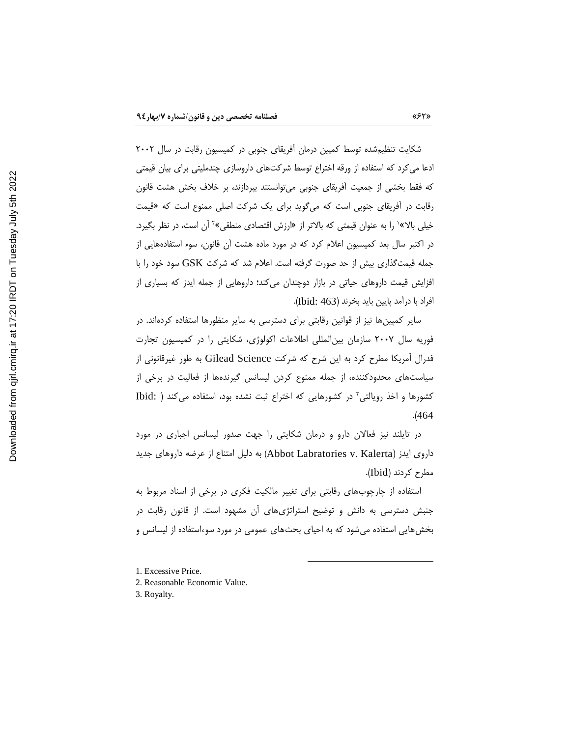شکایت تنظیم‌شده توسط کمپین درمان آفریقای جنوبی در کمیسیون رقابت در سال ۲۰۰۲ ادعا می‌کرد که استفاده از ورقه اختراع توسط شرکت‌های داروسازی چندملیتی برای بیان قیمتی که فقط بخشی از جمعیت آفریقای جنوبی می‌توانستند بپردازند، بر خلاف بخش هشت قانون رقابت در آفریقای جنوبی است که می‌گوید برای یک شرکت اصلی ممنوع است که «قیمت خیلی بالا»[1] را به عنوان قیمتی که بالاتر از «ارزش اقتصادی منطقی»[2] آن است، در نظر بگیرد. در اکتبر سال بعد کمیسیون اعلام کرد که در مورد ماده هشت آن قانون، سوء استفاده‌هایی از جمله قیمت‌گذاری بیش از حد صورت گرفته است. اعلام شد که شرکت GSK سود خود را با افزایش قیمت داروهای حیاتی در بازار دوچندان می‌کند؛ داروهایی از جمله ایدز که بسیاری از افراد با درآمد پایین باید بخرند (Ibid: 463).

سایر کمپین‌ها نیز از قوانین رقابتی برای دسترسی به سایر منظورها استفاده کرده‌اند. در فوریه سال ۲۰۰۷ سازمان بین‌المللی اطلاعات اکولوژی، شکایتی را در کمیسیون تجارت فدرال آمریکا مطرح کرد به این شرح که شرکت Gilead Science به طور غیرقانونی از سیاست‌های محدودکننده، از جمله ممنوع کردن لیسانس گیرنده‌ها از فعالیت در برخی از کشورها و اخذ رویالتی[3] در کشورهایی که اختراع ثبت نشده بود، استفاده می‌کند (Ibid: 464).

در تایلند نیز فعالان دارو و درمان شکایتی را جهت صدور لیسانس اجباری در مورد داروی ایدز (Abbot Labratories v. Kalerta) به دلیل امتناع از عرضه داروهای جدید مطرح کردند (Ibid).

استفاده از چارچوب‌های رقابتی برای تغییر مالکیت فکری در برخی از اسناد مربوط به جنبش دسترسی به دانش و توضیح استراتژی‌های آن مشهود است. از قانون رقابت در بخش‌هایی استفاده می‌شود که به احیای بحث‌های عمومی در مورد سوءاستفاده از لیسانس و

---

1. Excessive Price.
2. Reasonable Economic Value.
3. Royalty.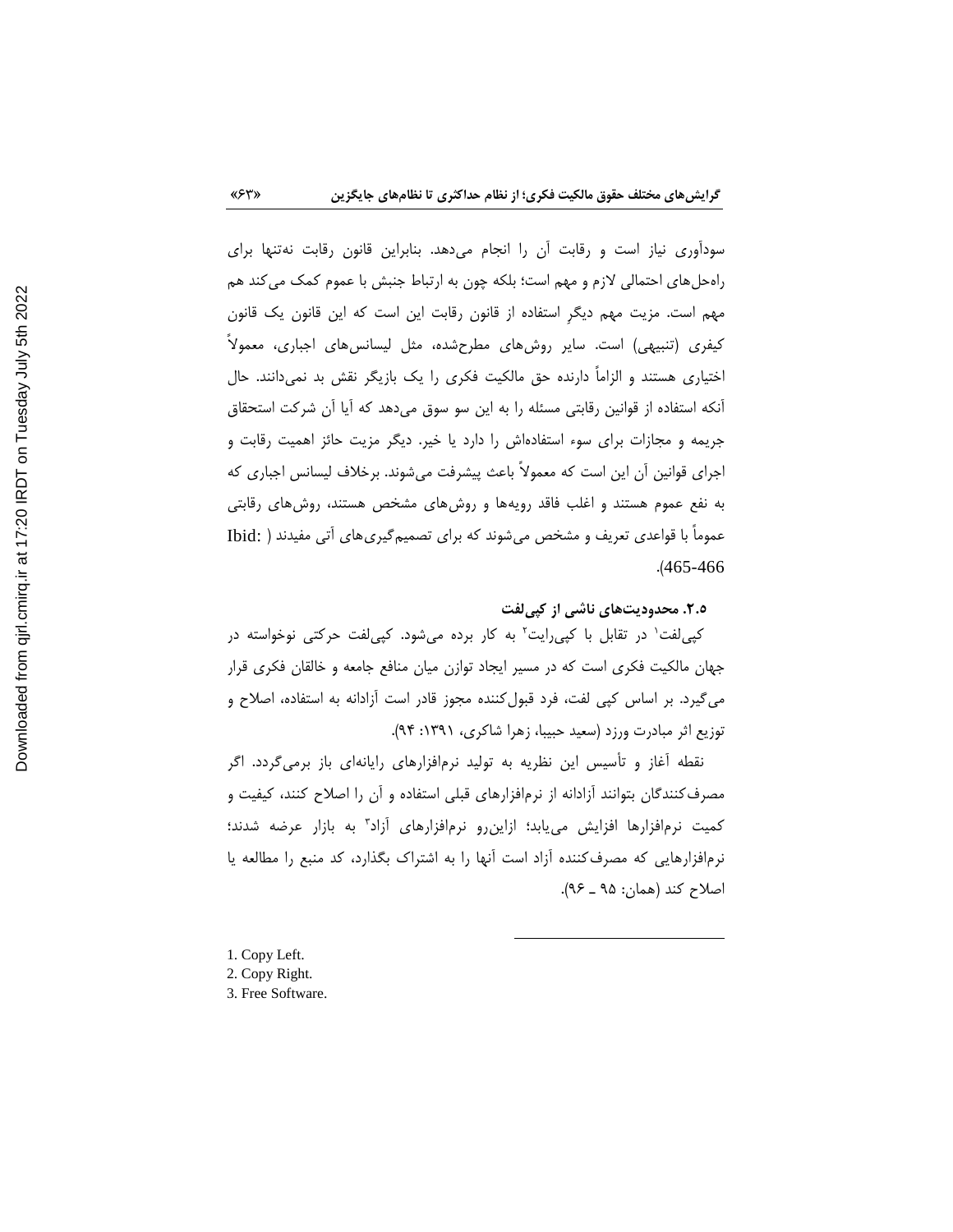سودآوری نیاز است و رقابت آن را انجام می‌دهد. بنابراین قانون رقابت نه‌تنها برای راه‌حل‌های احتمالی لازم و مهم است؛ بلکه چون به ارتباط جنبش با عموم کمک می‌کند هم مهم است. مزیت مهم دیگرِ استفاده از قانون رقابت این است که این قانون یک قانون کیفری (تنبیهی) است. سایر روش‌های مطرح‌شده، مثل لیسانس‌های اجباری، معمولاً اختیاری هستند و الزاماً دارنده حق مالکیت فکری را یک بازیگر نقش بد نمی‌دانند. حال آنکه استفاده از قوانین رقابتی مسئله را به این سو سوق می‌دهد که آیا آن شرکت استحقاق جریمه و مجازات برای سوء استفاده‌اش را دارد یا خیر. دیگر مزیت حائز اهمیت رقابت و اجرای قوانین آن این است که معمولاً باعث پیشرفت می‌شوند. برخلاف لیسانس اجباری که به نفع عموم هستند و اغلب فاقد رویه‌ها و روش‌های مشخص هستند، روش‌های رقابتی عموماً با قواعدی تعریف و مشخص می‌شوند که برای تصمیم‌گیری‌های آتی مفیدند (Ibid: 465-466).

### ۲.۵. محدودیت‌های ناشی از کپی‌لفت

کپی‌لفت[1] در تقابل با کپی‌رایت[2] به کار برده می‌شود. کپی‌لفت حرکتی نوخواسته در جهان مالکیت فکری است که در مسیر ایجاد توازن میان منافع جامعه و خالقان فکری قرار می‌گیرد. بر اساس کپی لفت، فرد قبول‌کننده مجوز قادر است آزادانه به استفاده، اصلاح و توزیع اثر مبادرت ورزد (سعید حبیبا، زهرا شاکری، ۱۳۹۱: ۹۴).

نقطه آغاز و تأسیس این نظریه به تولید نرم‌افزارهای رایانه‌ای باز برمی‌گردد. اگر مصرف‌کنندگان بتوانند آزادانه از نرم‌افزارهای قبلی استفاده و آن را اصلاح کنند، کیفیت و کمیت نرم‌افزارها افزایش می‌یابد؛ ازاین‌رو نرم‌افزارهای آزاد[3] به بازار عرضه شدند؛ نرم‌افزارهایی که مصرف‌کننده آزاد است آنها را به اشتراک بگذارد، کد منبع را مطالعه یا اصلاح کند (همان: ۹۵ ـ ۹۶).

---

1. Copy Left.
2. Copy Right.
3. Free Software.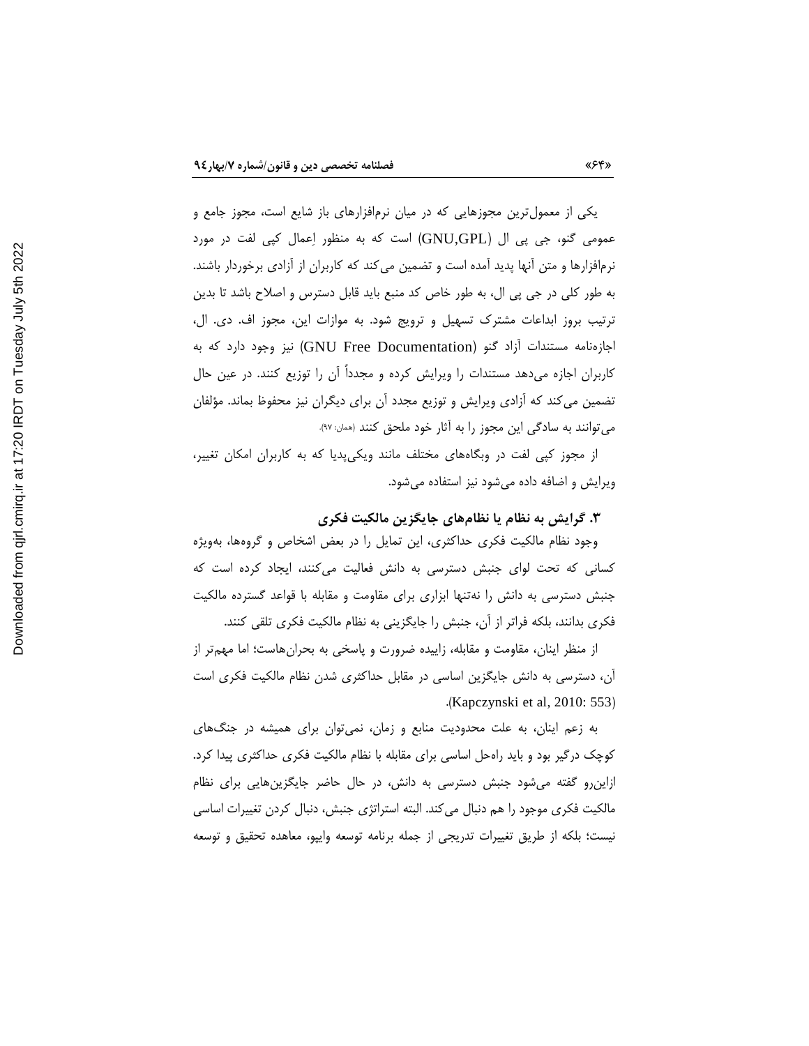یکی از معمول‌ترین مجوزهایی که در میان نرم‌افزارهای باز شایع است، مجوز جامع و عمومی گنو، جی پی ال (GNU,GPL) است که به منظور اِعمال کپی لفت در مورد نرم‌افزارها و متن آنها پدید آمده است و تضمین می‌کند که کاربران از آزادی برخوردار باشند. به طور کلی در جی پی ال، به طور خاص کد منبع باید قابل دسترس و اصلاح باشد تا بدین ترتیب بروز ابداعات مشترک تسهیل و ترویج شود. به موازات این، مجوز اف. دی. ال، اجازه‌نامه مستندات آزاد گنو (GNU Free Documentation) نیز وجود دارد که به کاربران اجازه می‌دهد مستندات را ویرایش کرده و مجدداً آن را توزیع کنند. در عین حال تضمین می‌کند که آزادی ویرایش و توزیع مجدد آن برای دیگران نیز محفوظ بماند. مؤلفان می‌توانند به سادگی این مجوز را به آثار خود ملحق کنند (همان: ۹۷).

از مجوز کپی لفت در وبگاه‌های مختلف مانند ویکی‌پدیا که به کاربران امکان تغییر، ویرایش و اضافه داده می‌شود نیز استفاده می‌شود.

### ۳. گرایش به نظام یا نظام‌های جایگزین مالکیت فکری

وجود نظام مالکیت فکری حداکثری، این تمایل را در بعض اشخاص و گروه‌ها، به‌ویژه کسانی که تحت لوای جنبش دسترسی به دانش فعالیت می‌کنند، ایجاد کرده است که جنبش دسترسی به دانش را نه‌تنها ابزاری برای مقاومت و مقابله با قواعد گسترده مالکیت فکری بدانند، بلکه فراتر از آن، جنبش را جایگزینی به نظام مالکیت فکری تلقی کنند.

از منظر اینان، مقاومت و مقابله، زاییده ضرورت و پاسخی به بحران‌هاست؛ اما مهم‌تر از آن، دسترسی به دانش جایگزین اساسی در مقابل حداکثری شدن نظام مالکیت فکری است (Kapczynski et al, 2010: 553).

به زعم اینان، به علت محدودیت منابع و زمان، نمی‌توان برای همیشه در جنگ‌های کوچک درگیر بود و باید راه‌حل اساسی برای مقابله با نظام مالکیت فکری حداکثری پیدا کرد. ازاین‌رو گفته می‌شود جنبش دسترسی به دانش، در حال حاضر جایگزین‌هایی برای نظام مالکیت فکری موجود را هم دنبال می‌کند. البته استراتژی جنبش، دنبال کردن تغییرات اساسی نیست؛ بلکه از طریق تغییرات تدریجی از جمله برنامه توسعه وایپو، معاهده تحقیق و توسعه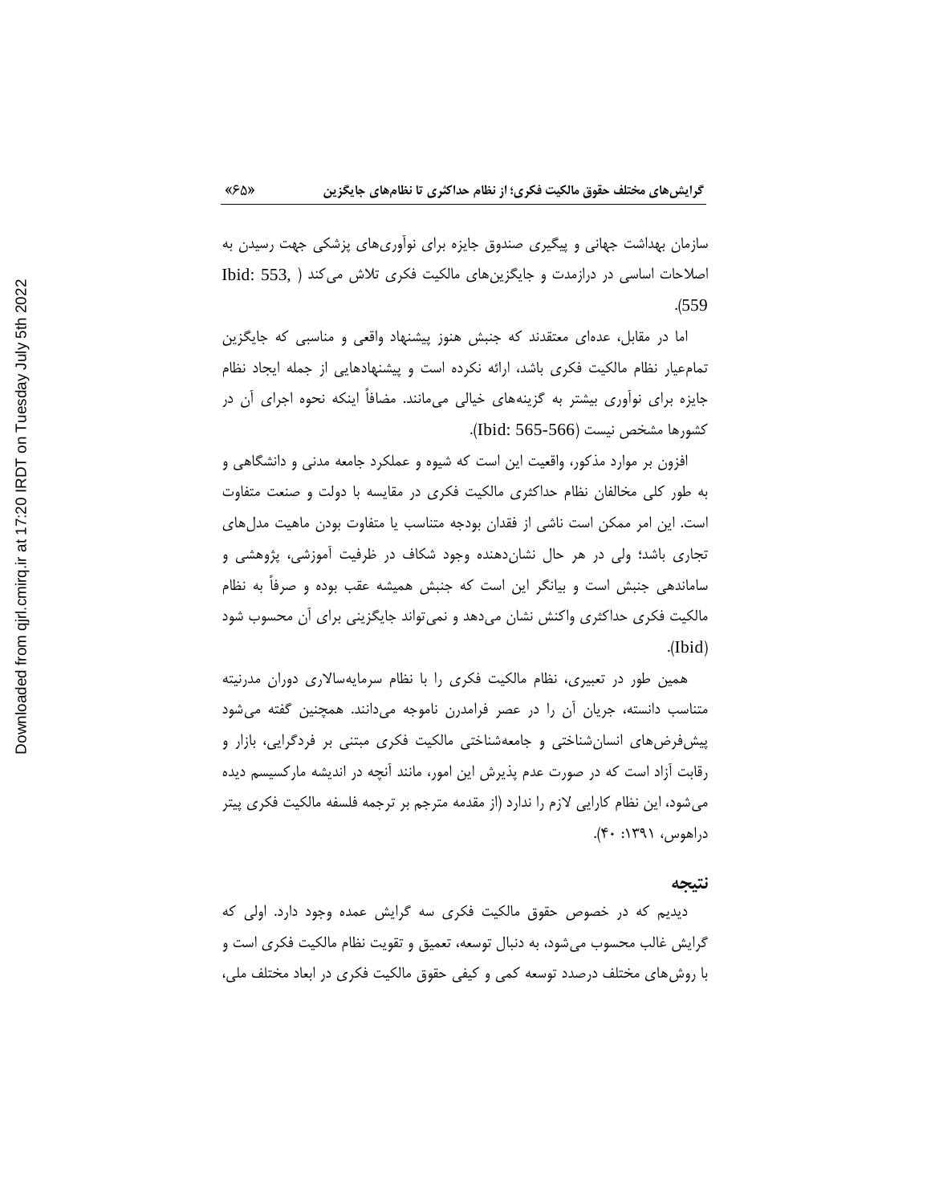سازمان بهداشت جهانی و پیگیری صندوق جایزه برای نوآوری‌های پزشکی جهت رسیدن به اصلاحات اساسی در درازمدت و جایگزین‌های مالکیت فکری تلاش می‌کند (Ibid: 553, 559).

اما در مقابل، عده‌ای معتقدند که جنبش هنوز پیشنهاد واقعی و مناسبی که جایگزین تمام‌عیار نظام مالکیت فکری باشد، ارائه نکرده است و پیشنهادهایی از جمله ایجاد نظام جایزه برای نوآوری بیشتر به گزینه‌های خیالی می‌مانند. مضافاً اینکه نحوه اجرای آن در کشورها مشخص نیست (Ibid: 565-566).

افزون بر موارد مذکور، واقعیت این است که شیوه و عملکرد جامعه مدنی و دانشگاهی و به طور کلی مخالفان نظام حداکثری مالکیت فکری در مقایسه با دولت و صنعت متفاوت است. این امر ممکن است ناشی از فقدان بودجه متناسب یا متفاوت بودن ماهیت مدل‌های تجاری باشد؛ ولی در هر حال نشان‌دهنده وجود شکاف در ظرفیت آموزشی، پژوهشی و ساماندهی جنبش است و بیانگر این است که جنبش همیشه عقب بوده و صرفاً به نظام مالکیت فکری حداکثری واکنش نشان می‌دهد و نمی‌تواند جایگزینی برای آن محسوب شود (Ibid).

همین طور در تعبیری، نظام مالکیت فکری را با نظام سرمایه‌سالاری دوران مدرنیته متناسب دانسته، جریان آن را در عصر فرامدرن ناموجه می‌دانند. همچنین گفته می‌شود پیش‌فرض‌های انسان‌شناختی و جامعه‌شناختی مالکیت فکری مبتنی بر فردگرایی، بازار و رقابت آزاد است که در صورت عدم پذیرش این امور، مانند آنچه در اندیشه مارکسیسم دیده می‌شود، این نظام کارایی لازم را ندارد (از مقدمه مترجم بر ترجمه فلسفه مالکیت فکری پیتر دراهوس، ۱۳۹۱: ۴۰).

## نتیجه

دیدیم که در خصوص حقوق مالکیت فکری سه گرایش عمده وجود دارد. اولی که گرایش غالب محسوب می‌شود، به دنبال توسعه، تعمیق و تقویت نظام مالکیت فکری است و با روش‌های مختلف درصدد توسعه کمی و کیفی حقوق مالکیت فکری در ابعاد مختلف ملی،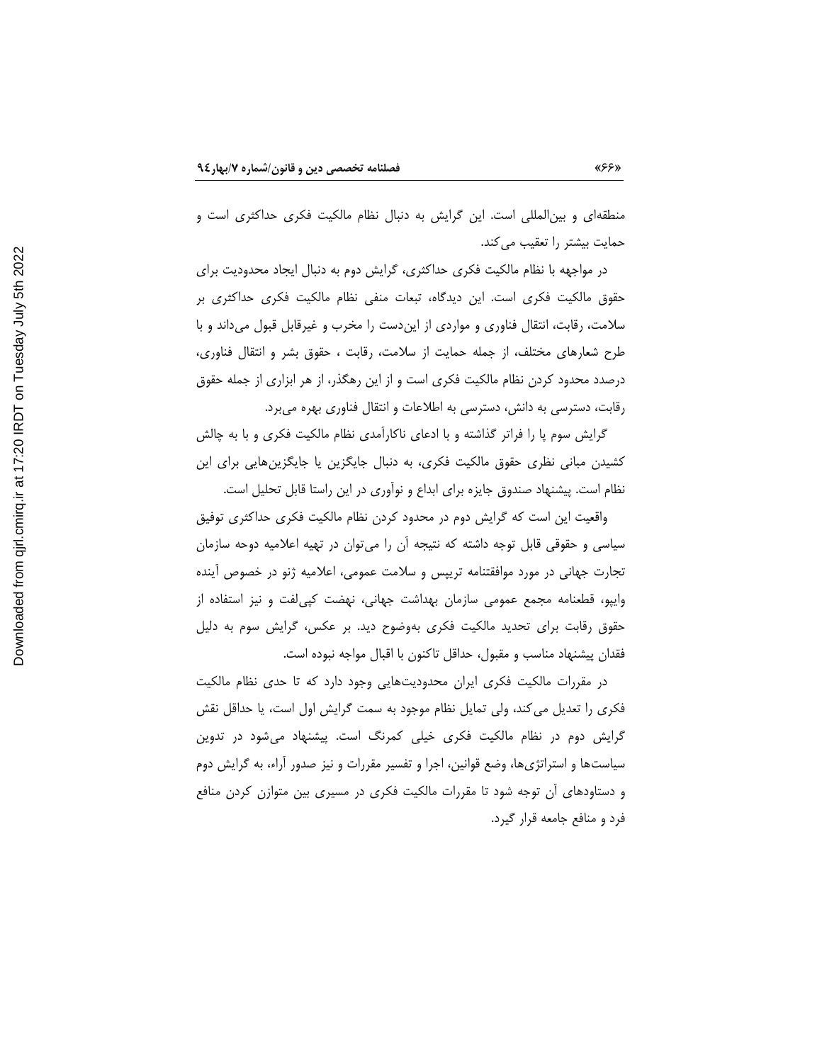منطقه‌ای و بین‌المللی است. این گرایش به دنبال نظام مالکیت فکری حداکثری است و حمایت بیشتر را تعقیب می‌کند.

در مواجهه با نظام مالکیت فکری حداکثری، گرایش دوم به دنبال ایجاد محدودیت برای حقوق مالکیت فکری است. این دیدگاه، تبعات منفی نظام مالکیت فکری حداکثری بر سلامت، رقابت، انتقال فناوری و مواردی از این‌دست را مخرب و غیرقابل قبول می‌داند و با طرح شعارهای مختلف، از جمله حمایت از سلامت، رقابت ، حقوق بشر و انتقال فناوری، درصدد محدود کردن نظام مالکیت فکری است و از این رهگذر، از هر ابزاری از جمله حقوق رقابت، دسترسی به دانش، دسترسی به اطلاعات و انتقال فناوری بهره می‌برد.

گرایش سوم پا را فراتر گذاشته و با ادعای ناکارآمدی نظام مالکیت فکری و با به چالش کشیدن مبانی نظری حقوق مالکیت فکری، به دنبال جایگزین یا جایگزین‌هایی برای این نظام است. پیشنهاد صندوق جایزه برای ابداع و نوآوری در این راستا قابل تحلیل است.

واقعیت این است که گرایش دوم در محدود کردن نظام مالکیت فکری حداکثری توفیق سیاسی و حقوقی قابل توجه داشته که نتیجه آن را می‌توان در تهیه اعلامیه دوحه سازمان تجارت جهانی در مورد موافقتنامه تریپس و سلامت عمومی، اعلامیه ژنو در خصوص آینده وایپو، قطعنامه مجمع عمومی سازمان بهداشت جهانی، نهضت کپی‌لفت و نیز استفاده از حقوق رقابت برای تحدید مالکیت فکری به‌وضوح دید. بر عکس، گرایش سوم به دلیل فقدان پیشنهاد مناسب و مقبول، حداقل تاکنون با اقبال مواجه نبوده است.

در مقررات مالکیت فکری ایران محدودیت‌هایی وجود دارد که تا حدی نظام مالکیت فکری را تعدیل می‌کند، ولی تمایل نظام موجود به سمت گرایش اول است، یا حداقل نقش گرایش دوم در نظام مالکیت فکری خیلی کمرنگ است. پیشنهاد می‌شود در تدوین سیاست‌ها و استراتژی‌ها، وضع قوانین، اجرا و تفسیر مقررات و نیز صدور آراء، به گرایش دوم و دستاوردهای آن توجه شود تا مقررات مالکیت فکری در مسیری بین متوازن کردن منافع فرد و منافع جامعه قرار گیرد.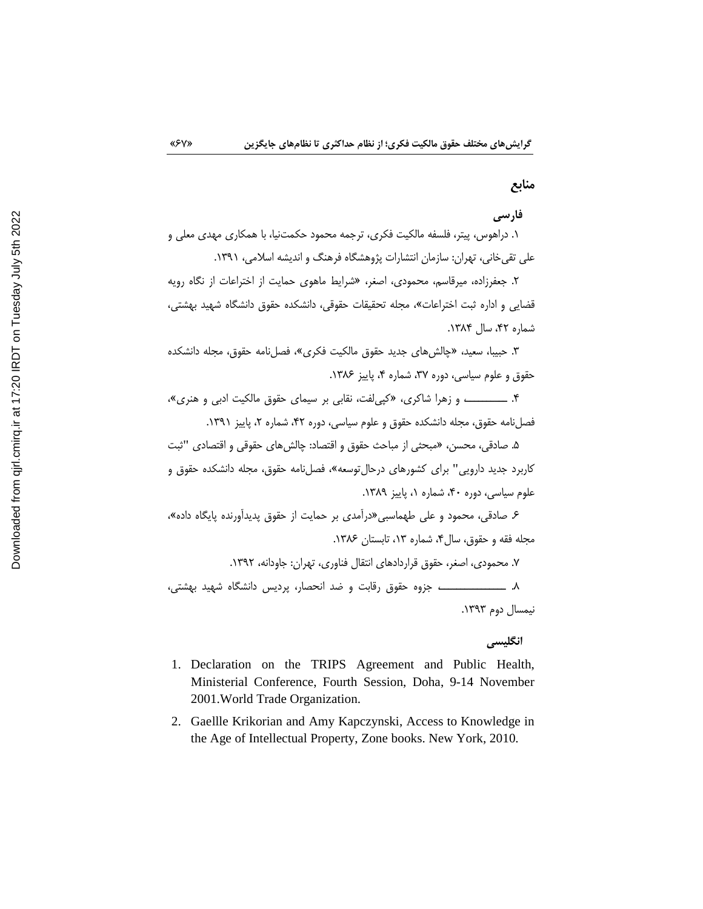## منابع

### فارسی

۱. دراهوس، پیتر، فلسفه مالکیت فکری، ترجمه محمود حکمت‌نیا، با همکاری مهدی معلی و علی تقی‌خانی، تهران: سازمان انتشارات پژوهشگاه فرهنگ و اندیشه اسلامی، ۱۳۹۱.

۲. جعفرزاده، میرقاسم، محمودی، اصغر، «شرایط ماهوی حمایت از اختراعات از نگاه رویه قضایی و اداره ثبت اختراعات»، مجله تحقیقات حقوقی، دانشکده حقوق دانشگاه شهید بهشتی، شماره ۴۲، سال ۱۳۸۴.

۳. حبیبا، سعید، «چالش‌های جدید حقوق مالکیت فکری»، فصل‌نامه حقوق، مجله دانشکده حقوق و علوم سیاسی، دوره ۳۷، شماره ۴، پاییز ۱۳۸۶.

۴. ـــــــــ و زهرا شاکری، «کپی‌لفت، نقابی بر سیمای حقوق مالکیت ادبی و هنری»، فصل‌نامه حقوق، مجله دانشکده حقوق و علوم سیاسی، دوره ۴۲، شماره ۲، پاییز ۱۳۹۱.

۵. صادقی، محسن، «مبحثی از مباحث حقوق و اقتصاد: چالش‌های حقوقی و اقتصادی "ثبت کاربرد جدید دارویی" برای کشورهای درحال‌توسعه»، فصل‌نامه حقوق، مجله دانشکده حقوق و علوم سیاسی، دوره ۴۰، شماره ۱، پاییز ۱۳۸۹.

۶. صادقی، محمود و علی طهماسبی«درآمدی بر حمایت از حقوق پدیدآورنده پایگاه داده»، مجله فقه و حقوق، سال۴، شماره ۱۳، تابستان ۱۳۸۶.

۷. محمودی، اصغر، حقوق قراردادهای انتقال فناوری، تهران: جاودانه، ۱۳۹۲.

۸. ـــــــــــــ جزوه حقوق رقابت و ضد انحصار، پردیس دانشگاه شهید بهشتی، نیمسال دوم ۱۳۹۳.

### انگلیسی

1. Declaration on the TRIPS Agreement and Public Health, Ministerial Conference, Fourth Session, Doha, 9-14 November 2001.World Trade Organization.
2. Gaellle Krikorian and Amy Kapczynski, Access to Knowledge in the Age of Intellectual Property, Zone books. New York, 2010.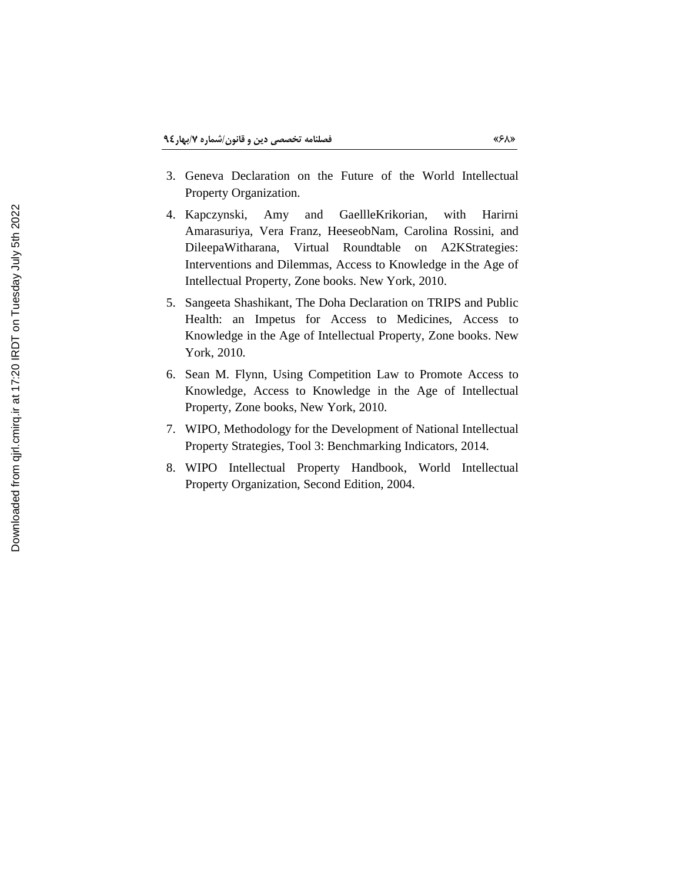3. Geneva Declaration on the Future of the World Intellectual Property Organization.
4. Kapczynski, Amy and GaellleKrikorian, with Harirni Amarasuriya, Vera Franz, HeeseobNam, Carolina Rossini, and DileepaWitharana, Virtual Roundtable on A2KStrategies: Interventions and Dilemmas, Access to Knowledge in the Age of Intellectual Property, Zone books. New York, 2010.
5. Sangeeta Shashikant, The Doha Declaration on TRIPS and Public Health: an Impetus for Access to Medicines, Access to Knowledge in the Age of Intellectual Property, Zone books. New York, 2010.
6. Sean M. Flynn, Using Competition Law to Promote Access to Knowledge, Access to Knowledge in the Age of Intellectual Property, Zone books, New York, 2010.
7. WIPO, Methodology for the Development of National Intellectual Property Strategies, Tool 3: Benchmarking Indicators, 2014.
8. WIPO Intellectual Property Handbook, World Intellectual Property Organization, Second Edition, 2004.